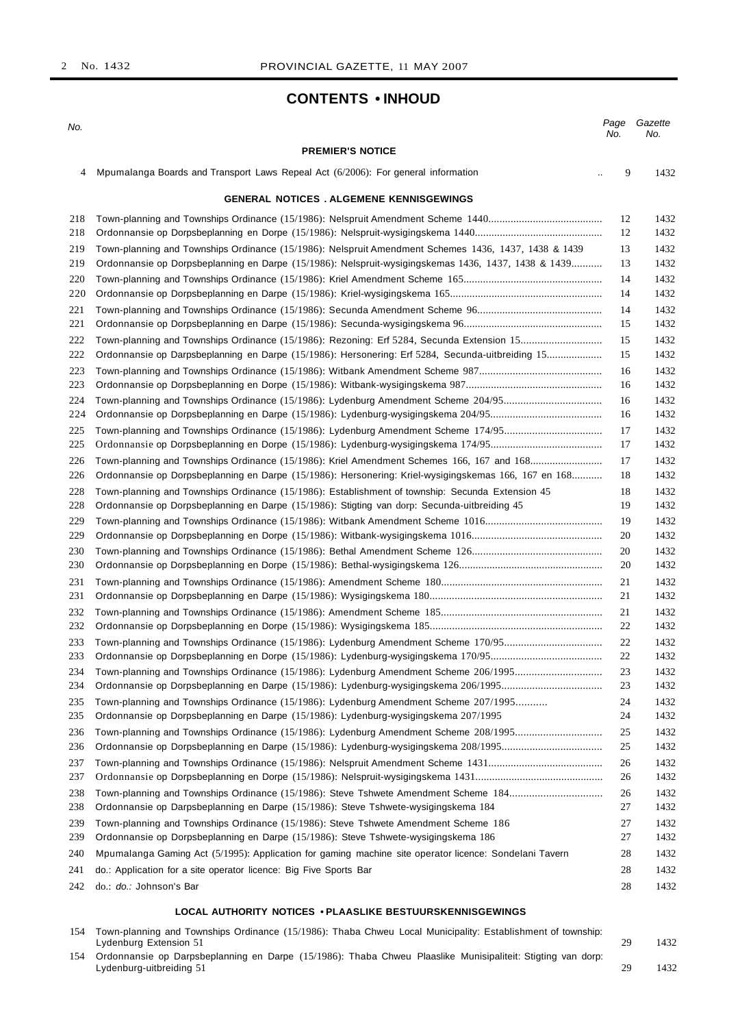## CONTENTS • INHOUD

| No. | | Page No. | Gazette No. |
|---|---|---|---|
| | **PREMIER'S NOTICE** | | |
| 4 | Mpumalanga Boards and Transport Laws Repeal Act (6/2006): For general information | 9 | 1432 |
| | **GENERAL NOTICES . ALGEMENE KENNISGEWINGS** | | |
| 218 | Town-planning and Townships Ordinance (15/1986): Nelspruit Amendment Scheme 1440 | 12 | 1432 |
| 218 | Ordonnansie op Dorpsbeplanning en Dorpe (15/1986): Nelspruit-wysigingskema 1440 | 12 | 1432 |
| 219 | Town-planning and Townships Ordinance (15/1986): Nelspruit Amendment Schemes 1436, 1437, 1438 & 1439 | 13 | 1432 |
| 219 | Ordonnansie op Dorpsbeplanning en Darpe (15/1986): Nelspruit-wysigingskemas 1436, 1437, 1438 & 1439 | 13 | 1432 |
| 220 | Town-planning and Townships Ordinance (15/1986): Kriel Amendment Scheme 165 | 14 | 1432 |
| 220 | Ordonnansie op Dorpsbeplanning en Darpe (15/1986): Kriel-wysigingskema 165 | 14 | 1432 |
| 221 | Town-planning and Townships Ordinance (15/1986): Secunda Amendment Scheme 96 | 14 | 1432 |
| 221 | Ordonnansie op Dorpsbeplanning en Darpe (15/1986): Secunda-wysigingskema 96 | 15 | 1432 |
| 222 | Town-planning and Townships Ordinance (15/1986): Rezoning: Erf 5284, Secunda Extension 15 | 15 | 1432 |
| 222 | Ordonnansie op Darpsbeplanning en Darpe (15/1986): Hersonering: Erf 5284, Secunda-uitbreiding 15 | 15 | 1432 |
| 223 | Town-planning and Townships Ordinance (15/1986): Witbank Amendment Scheme 987 | 16 | 1432 |
| 223 | Ordonnansie op Dorpsbeplanning en Dorpe (15/1986): Witbank-wysigingskema 987 | 16 | 1432 |
| 224 | Town-planning and Townships Ordinance (15/1986): Lydenburg Amendment Scheme 204/95 | 16 | 1432 |
| 224 | Ordonnansie op Dorpsbeplanning en Darpe (15/1986): Lydenburg-wysigingskema 204/95 | 16 | 1432 |
| 225 | Town-planning and Townships Ordinance (15/1986): Lydenburg Amendment Scheme 174/95 | 17 | 1432 |
| 225 | Ordonnansie op Dorpsbeplanning en Dorpe (15/1986): Lydenburg-wysigingskema 174/95 | 17 | 1432 |
| 226 | Town-planning and Townships Ordinance (15/1986): Kriel Amendment Schemes 166, 167 and 168 | 17 | 1432 |
| 226 | Ordonnansie op Dorpsbeplanning en Darpe (15/1986): Hersonering: Kriel-wysigingskemas 166, 167 en 168 | 18 | 1432 |
| 228 | Town-planning and Townships Ordinance (15/1986): Establishment of township: Secunda Extension 45 | 18 | 1432 |
| 228 | Ordonnansie op Dorpsbeplanning en Darpe (15/1986): Stigting van dorp: Secunda-uitbreiding 45 | 19 | 1432 |
| 229 | Town-planning and Townships Ordinance (15/1986): Witbank Amendment Scheme 1016 | 19 | 1432 |
| 229 | Ordonnansie op Dorpsbeplanning en Dorpe (15/1986): Witbank-wysigingskema 1016 | 20 | 1432 |
| 230 | Town-planning and Townships Ordinance (15/1986): Bethal Amendment Scheme 126 | 20 | 1432 |
| 230 | Ordonnansie op Dorpsbeplanning en Dorpe (15/1986): Bethal-wysigingskema 126 | 20 | 1432 |
| 231 | Town-planning and Townships Ordinance (15/1986): Amendment Scheme 180 | 21 | 1432 |
| 231 | Ordonnansie op Dorpsbeplanning en Darpe (15/1986): Wysigingskema 180 | 21 | 1432 |
| 232 | Town-planning and Townships Ordinance (15/1986): Amendment Scheme 185 | 21 | 1432 |
| 232 | Ordonnansie op Dorpsbeplanning en Dorpe (15/1986): Wysigingskema 185 | 22 | 1432 |
| 233 | Town-planning and Townships Ordinance (15/1986): Lydenburg Amendment Scheme 170/95 | 22 | 1432 |
| 233 | Ordonnansie op Dorpsbeplanning en Dorpe (15/1986): Lydenburg-wysigingskema 170/95 | 22 | 1432 |
| 234 | Town-planning and Townships Ordinance (15/1986): Lydenburg Amendment Scheme 206/1995 | 23 | 1432 |
| 234 | Ordonnansie op Dorpsbeplanning en Darpe (15/1986): Lydenburg-wysigingskema 206/1995 | 23 | 1432 |
| 235 | Town-planning and Townships Ordinance (15/1986): Lydenburg Amendment Scheme 207/1995 | 24 | 1432 |
| 235 | Ordonnansie op Dorpsbeplanning en Darpe (15/1986): Lydenburg-wysigingskema 207/1995 | 24 | 1432 |
| 236 | Town-planning and Townships Ordinance (15/1986): Lydenburg Amendment Scheme 208/1995 | 25 | 1432 |
| 236 | Ordonnansie op Dorpsbeplanning en Darpe (15/1986): Lydenburg-wysigingskema 208/1995 | 25 | 1432 |
| 237 | Town-planning and Townships Ordinance (15/1986): Nelspruit Amendment Scheme 1431 | 26 | 1432 |
| 237 | Ordonnansie op Dorpsbeplanning en Dorpe (15/1986): Nelspruit-wysigingskema 1431 | 26 | 1432 |
| 238 | Town-planning and Townships Ordinance (15/1986): Steve Tshwete Amendment Scheme 184 | 26 | 1432 |
| 238 | Ordonnansie op Darpsbeplanning en Darpe (15/1986): Steve Tshwete-wysigingskema 184 | 27 | 1432 |
| 239 | Town-planning and Townships Ordinance (15/1986): Steve Tshwete Amendment Scheme 186 | 27 | 1432 |
| 239 | Ordonnansie op Dorpsbeplanning en Darpe (15/1986): Steve Tshwete-wysigingskema 186 | 27 | 1432 |
| 240 | Mpumalanga Gaming Act (5/1995): Application for gaming machine site operator licence: Sondelani Tavern | 28 | 1432 |
| 241 | do.: Application for a site operator licence: Big Five Sports Bar | 28 | 1432 |
| 242 | do.: *do.:* Johnson's Bar | 28 | 1432 |
| | **LOCAL AUTHORITY NOTICES • PLAASLIKE BESTUURSKENNISGEWINGS** | | |
| 154 | Town-planning and Townships Ordinance (15/1986): Thaba Chweu Local Municipality: Establishment of township: Lydenburg Extension 51 | 29 | 1432 |
| 154 | Ordonnansie op Darpsbeplanning en Darpe (15/1986): Thaba Chweu Plaaslike Munisipaliteit: Stigting van dorp: Lydenburg-uitbreiding 51 | 29 | 1432 |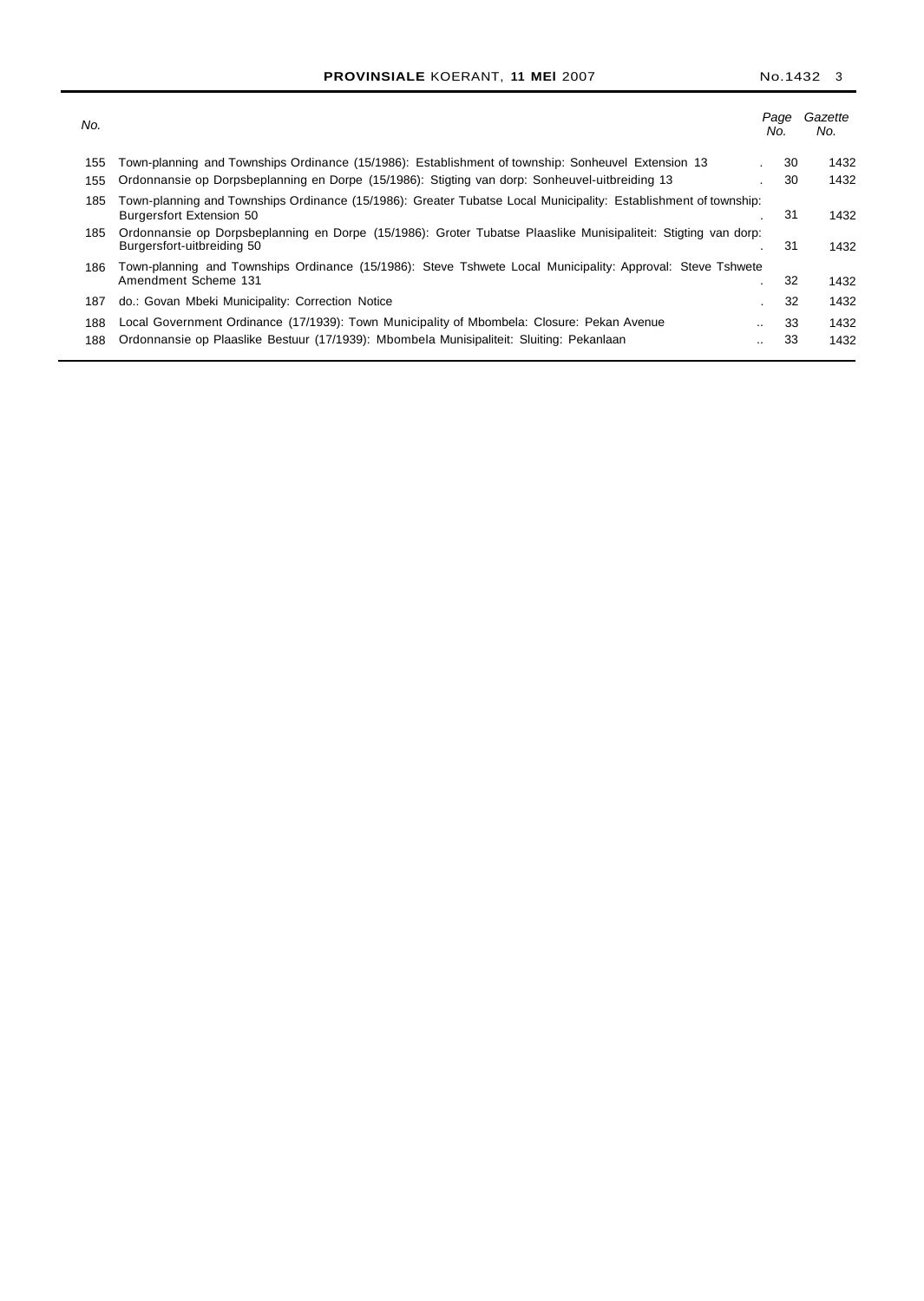| No. | | Page No. | Gazette No. |
|---|---|---|---|
| 155 | Town-planning and Townships Ordinance (15/1986): Establishment of township: Sonheuvel Extension 13 | 30 | 1432 |
| 155 | Ordonnansie op Dorpsbeplanning en Dorpe (15/1986): Stigting van dorp: Sonheuvel-uitbreiding 13 | 30 | 1432 |
| 185 | Town-planning and Townships Ordinance (15/1986): Greater Tubatse Local Municipality: Establishment of township: Burgersfort Extension 50 | 31 | 1432 |
| 185 | Ordonnansie op Dorpsbeplanning en Dorpe (15/1986): Groter Tubatse Plaaslike Munisipaliteit: Stigting van dorp: Burgersfort-uitbreiding 50 | 31 | 1432 |
| 186 | Town-planning and Townships Ordinance (15/1986): Steve Tshwete Local Municipality: Approval: Steve Tshwete Amendment Scheme 131 | 32 | 1432 |
| 187 | do.: Govan Mbeki Municipality: Correction Notice | 32 | 1432 |
| 188 | Local Government Ordinance (17/1939): Town Municipality of Mbombela: Closure: Pekan Avenue | 33 | 1432 |
| 188 | Ordonnansie op Plaaslike Bestuur (17/1939): Mbombela Munisipaliteit: Sluiting: Pekanlaan | 33 | 1432 |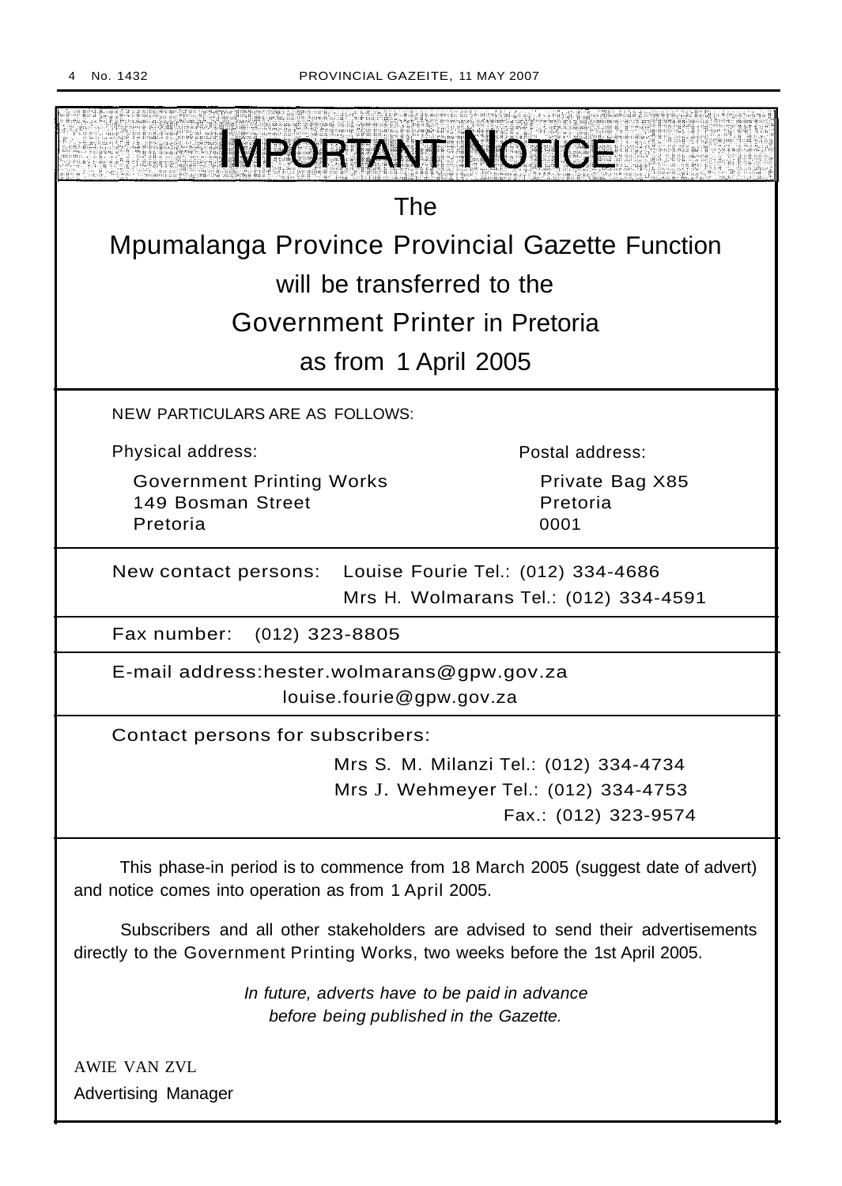# IMPORTANT NOTICE

The

Mpumalanga Province Provincial Gazette Function

will be transferred to the

Government Printer in Pretoria

as from 1 April 2005

NEW PARTICULARS ARE AS FOLLOWS:

| Physical address: | Postal address: |
|---|---|
| Government Printing Works<br>149 Bosman Street<br>Pretoria | Private Bag X85<br>Pretoria<br>0001 |

New contact persons: Louise Fourie Tel.: (012) 334-4686
Mrs H. Wolmarans Tel.: (012) 334-4591

Fax number: (012) 323-8805

E-mail address:hester.wolmarans@gpw.gov.za
louise.fourie@gpw.gov.za

Contact persons for subscribers:

Mrs S. M. Milanzi Tel.: (012) 334-4734
Mrs J. Wehmeyer Tel.: (012) 334-4753
Fax.: (012) 323-9574

This phase-in period is to commence from 18 March 2005 (suggest date of advert) and notice comes into operation as from 1 April 2005.

Subscribers and all other stakeholders are advised to send their advertisements directly to the Government Printing Works, two weeks before the 1st April 2005.

*In future, adverts have to be paid in advance before being published in the Gazette.*

AWIE VAN ZVL
Advertising Manager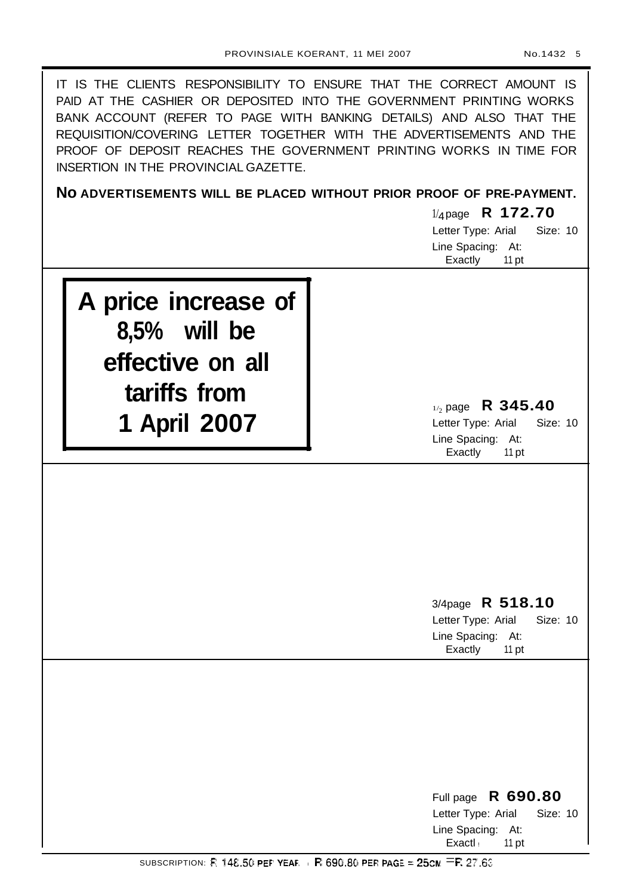IT IS THE CLIENTS RESPONSIBILITY TO ENSURE THAT THE CORRECT AMOUNT IS PAID AT THE CASHIER OR DEPOSITED INTO THE GOVERNMENT PRINTING WORKS BANK ACCOUNT (REFER TO PAGE WITH BANKING DETAILS) AND ALSO THAT THE REQUISITION/COVERING LETTER TOGETHER WITH THE ADVERTISEMENTS AND THE PROOF OF DEPOSIT REACHES THE GOVERNMENT PRINTING WORKS IN TIME FOR INSERTION IN THE PROVINCIAL GAZETTE.

**NO ADVERTISEMENTS WILL BE PLACED WITHOUT PRIOR PROOF OF PRE-PAYMENT.**

1/4 page **R 172.70**
Letter Type: Arial Size: 10
Line Spacing: At: Exactly 11 pt

**A price increase of 8,5% will be effective on all tariffs from 1 April 2007**

1/2 page **R 345.40**
Letter Type: Arial Size: 10
Line Spacing: At: Exactly 11 pt

3/4page **R 518.10**
Letter Type: Arial Size: 10
Line Spacing: At: Exactly 11 pt

Full page **R 690.80**
Letter Type: Arial Size: 10
Line Spacing: At: Exactly 11 pt

SUBSCRIPTION: R 148.50 PER YEAR. R 690.80 PER PAGE = 25CM = R 27.63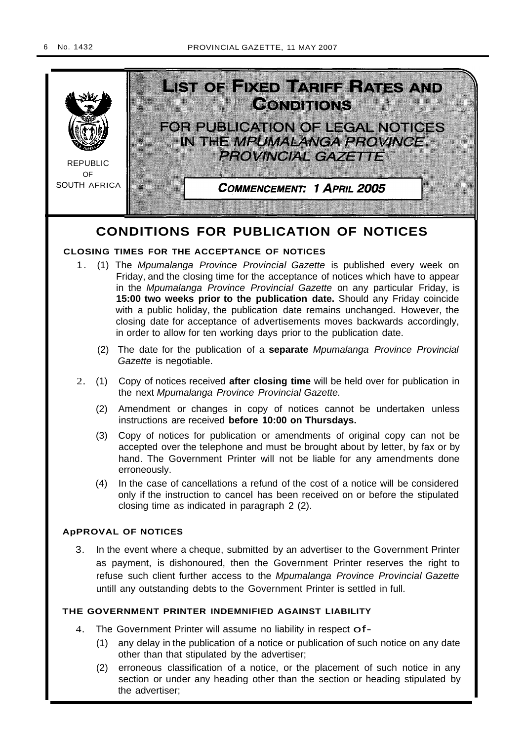REPUBLIC OF SOUTH AFRICA

# LIST OF FIXED TARIFF RATES AND CONDITIONS

## FOR PUBLICATION OF LEGAL NOTICES IN THE *MPUMALANGA PROVINCE PROVINCIAL GAZETTE*

**COMMENCEMENT: 1 APRIL 2005**

## CONDITIONS FOR PUBLICATION OF NOTICES

### CLOSING TIMES FOR THE ACCEPTANCE OF NOTICES

1. (1) The *Mpumalanga Province Provincial Gazette* is published every week on Friday, and the closing time for the acceptance of notices which have to appear in the *Mpumalanga Province Provincial Gazette* on any particular Friday, is **15:00 two weeks prior to the publication date.** Should any Friday coincide with a public holiday, the publication date remains unchanged. However, the closing date for acceptance of advertisements moves backwards accordingly, in order to allow for ten working days prior to the publication date.

   (2) The date for the publication of a **separate** *Mpumalanga Province Provincial Gazette* is negotiable.

2. (1) Copy of notices received **after closing time** will be held over for publication in the next *Mpumalanga Province Provincial Gazette.*

   (2) Amendment or changes in copy of notices cannot be undertaken unless instructions are received **before 10:00 on Thursdays.**

   (3) Copy of notices for publication or amendments of original copy can not be accepted over the telephone and must be brought about by letter, by fax or by hand. The Government Printer will not be liable for any amendments done erroneously.

   (4) In the case of cancellations a refund of the cost of a notice will be considered only if the instruction to cancel has been received on or before the stipulated closing time as indicated in paragraph 2 (2).

### ApPROVAL OF NOTICES

3. In the event where a cheque, submitted by an advertiser to the Government Printer as payment, is dishonoured, then the Government Printer reserves the right to refuse such client further access to the *Mpumalanga Province Provincial Gazette* untill any outstanding debts to the Government Printer is settled in full.

### THE GOVERNMENT PRINTER INDEMNIFIED AGAINST LIABILITY

4. The Government Printer will assume no liability in respect of-

   (1) any delay in the publication of a notice or publication of such notice on any date other than that stipulated by the advertiser;

   (2) erroneous classification of a notice, or the placement of such notice in any section or under any heading other than the section or heading stipulated by the advertiser;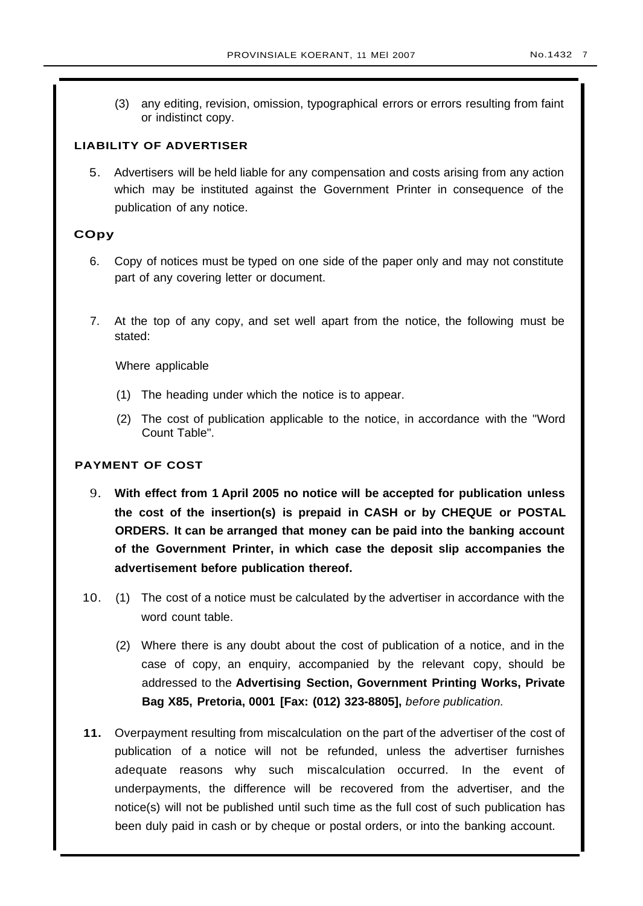(3) any editing, revision, omission, typographical errors or errors resulting from faint or indistinct copy.

**LIABILITY OF ADVERTISER**

5. Advertisers will be held liable for any compensation and costs arising from any action which may be instituted against the Government Printer in consequence of the publication of any notice.

**COpy**

6. Copy of notices must be typed on one side of the paper only and may not constitute part of any covering letter or document.

7. At the top of any copy, and set well apart from the notice, the following must be stated:

   Where applicable

   (1) The heading under which the notice is to appear.

   (2) The cost of publication applicable to the notice, in accordance with the "Word Count Table".

**PAYMENT OF COST**

9. **With effect from 1 April 2005 no notice will be accepted for publication unless the cost of the insertion(s) is prepaid in CASH or by CHEQUE or POSTAL ORDERS. It can be arranged that money can be paid into the banking account of the Government Printer, in which case the deposit slip accompanies the advertisement before publication thereof.**

10. (1) The cost of a notice must be calculated by the advertiser in accordance with the word count table.

    (2) Where there is any doubt about the cost of publication of a notice, and in the case of copy, an enquiry, accompanied by the relevant copy, should be addressed to the **Advertising Section, Government Printing Works, Private Bag X85, Pretoria, 0001 [Fax: (012) 323-8805],** *before publication.*

**11.** Overpayment resulting from miscalculation on the part of the advertiser of the cost of publication of a notice will not be refunded, unless the advertiser furnishes adequate reasons why such miscalculation occurred. In the event of underpayments, the difference will be recovered from the advertiser, and the notice(s) will not be published until such time as the full cost of such publication has been duly paid in cash or by cheque or postal orders, or into the banking account.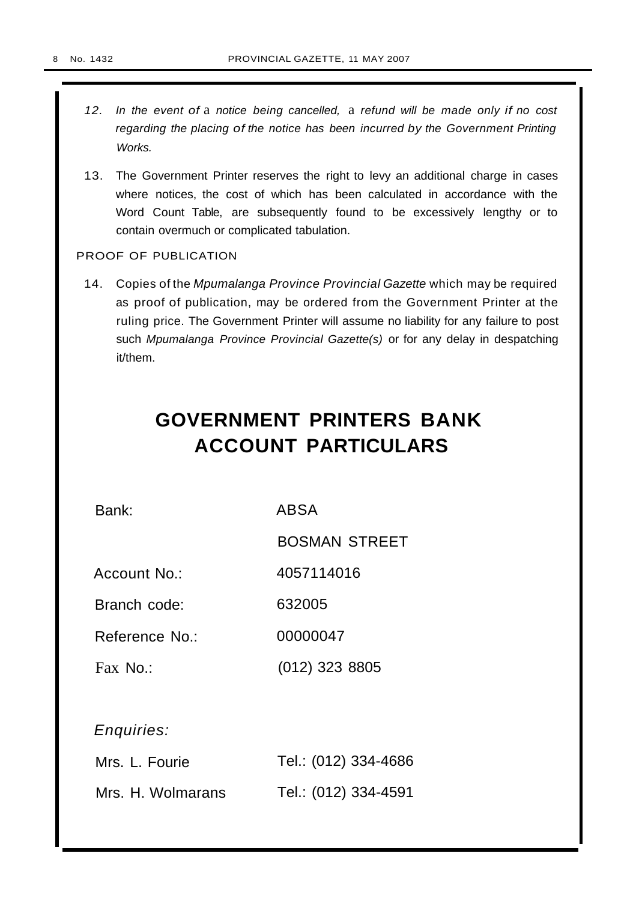12. *In the event of a notice being cancelled, a refund will be made only if no cost regarding the placing of the notice has been incurred by the Government Printing Works.*

13. The Government Printer reserves the right to levy an additional charge in cases where notices, the cost of which has been calculated in accordance with the Word Count Table, are subsequently found to be excessively lengthy or to contain overmuch or complicated tabulation.

PROOF OF PUBLICATION

14. Copies of the *Mpumalanga Province Provincial Gazette* which may be required as proof of publication, may be ordered from the Government Printer at the ruling price. The Government Printer will assume no liability for any failure to post such *Mpumalanga Province Provincial Gazette(s)* or for any delay in despatching it/them.

# GOVERNMENT PRINTERS BANK ACCOUNT PARTICULARS

| | |
|---|---|
| Bank: | ABSA |
| | BOSMAN STREET |
| Account No.: | 4057114016 |
| Branch code: | 632005 |
| Reference No.: | 00000047 |
| Fax No.: | (012) 323 8805 |

*Enquiries:*

| | |
|---|---|
| Mrs. L. Fourie | Tel.: (012) 334-4686 |
| Mrs. H. Wolmarans | Tel.: (012) 334-4591 |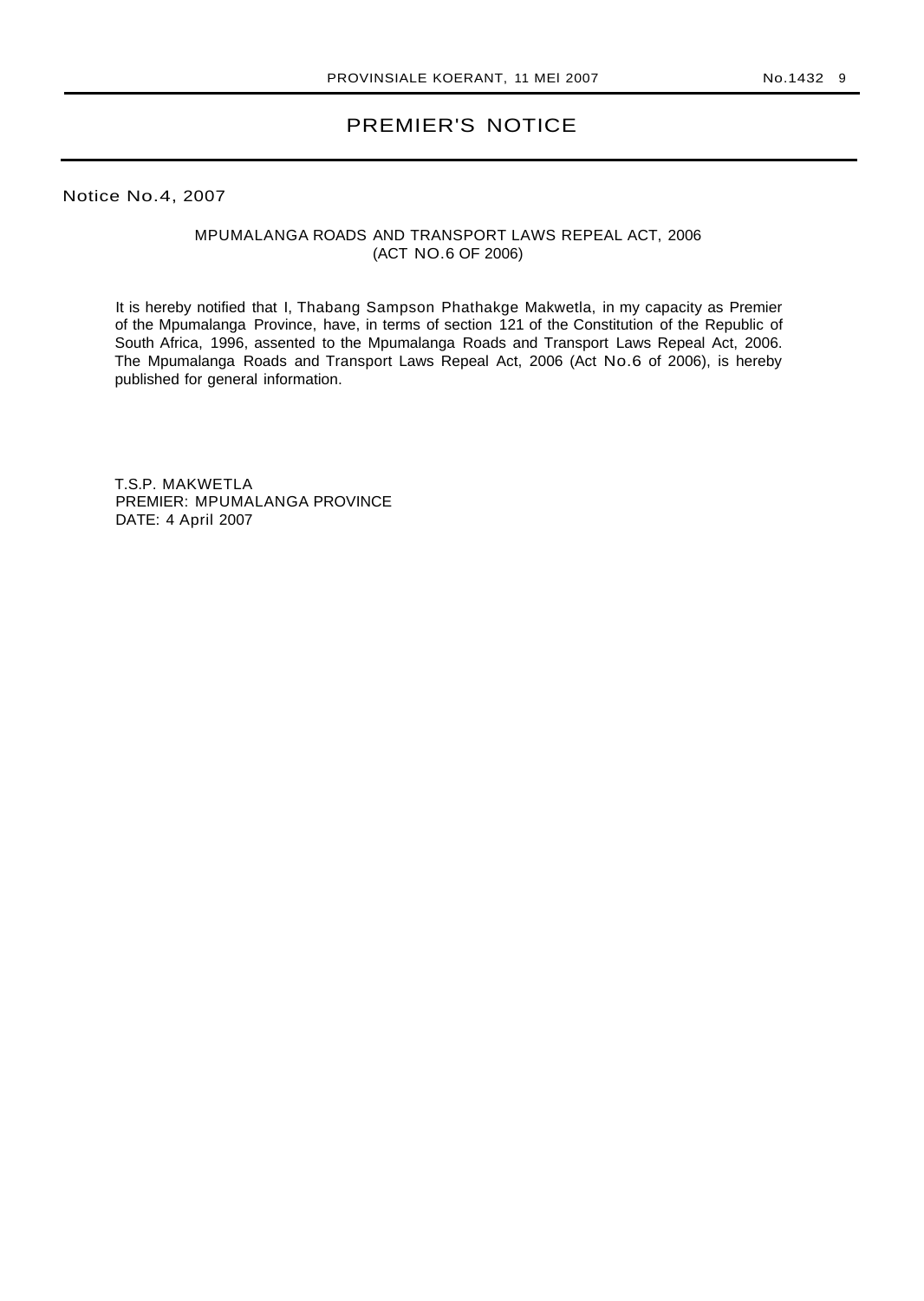# PREMIER'S NOTICE

Notice No.4, 2007

MPUMALANGA ROADS AND TRANSPORT LAWS REPEAL ACT, 2006
(ACT NO.6 OF 2006)

It is hereby notified that I, Thabang Sampson Phathakge Makwetla, in my capacity as Premier of the Mpumalanga Province, have, in terms of section 121 of the Constitution of the Republic of South Africa, 1996, assented to the Mpumalanga Roads and Transport Laws Repeal Act, 2006. The Mpumalanga Roads and Transport Laws Repeal Act, 2006 (Act No.6 of 2006), is hereby published for general information.

T.S.P. MAKWETLA
PREMIER: MPUMALANGA PROVINCE
DATE: 4 April 2007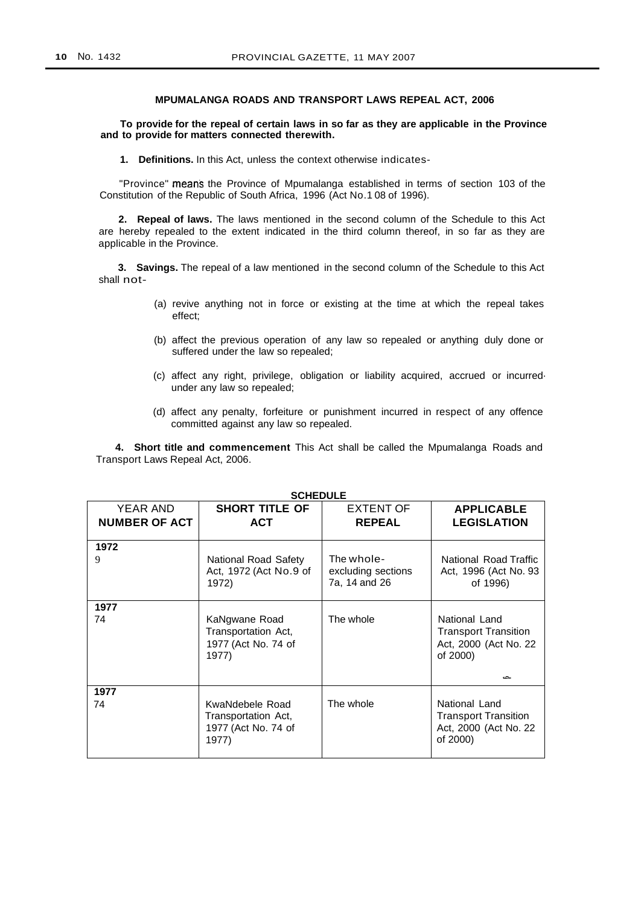## MPUMALANGA ROADS AND TRANSPORT LAWS REPEAL ACT, 2006

**To provide for the repeal of certain laws in so far as they are applicable in the Province and to provide for matters connected therewith.**

**1. Definitions.** In this Act, unless the context otherwise indicates-

"Province" means the Province of Mpumalanga established in terms of section 103 of the Constitution of the Republic of South Africa, 1996 (Act No.1 08 of 1996).

**2. Repeal of laws.** The laws mentioned in the second column of the Schedule to this Act are hereby repealed to the extent indicated in the third column thereof, in so far as they are applicable in the Province.

**3. Savings.** The repeal of a law mentioned in the second column of the Schedule to this Act shall not-

(a) revive anything not in force or existing at the time at which the repeal takes effect;

(b) affect the previous operation of any law so repealed or anything duly done or suffered under the law so repealed;

(c) affect any right, privilege, obligation or liability acquired, accrued or incurred under any law so repealed;

(d) affect any penalty, forfeiture or punishment incurred in respect of any offence committed against any law so repealed.

**4. Short title and commencement** This Act shall be called the Mpumalanga Roads and Transport Laws Repeal Act, 2006.

**SCHEDULE**

| YEAR AND **NUMBER OF ACT** | **SHORT TITLE OF ACT** | EXTENT OF **REPEAL** | **APPLICABLE LEGISLATION** |
|---|---|---|---|
| **1972** 9 | National Road Safety Act, 1972 (Act No.9 of 1972) | The whole- excluding sections 7a, 14 and 26 | National Road Traffic Act, 1996 (Act No. 93 of 1996) |
| **1977** 74 | KaNgwane Road Transportation Act, 1977 (Act No. 74 of 1977) | The whole | National Land Transport Transition Act, 2000 (Act No. 22 of 2000) |
| **1977** 74 | KwaNdebele Road Transportation Act, 1977 (Act No. 74 of 1977) | The whole | National Land Transport Transition Act, 2000 (Act No. 22 of 2000) |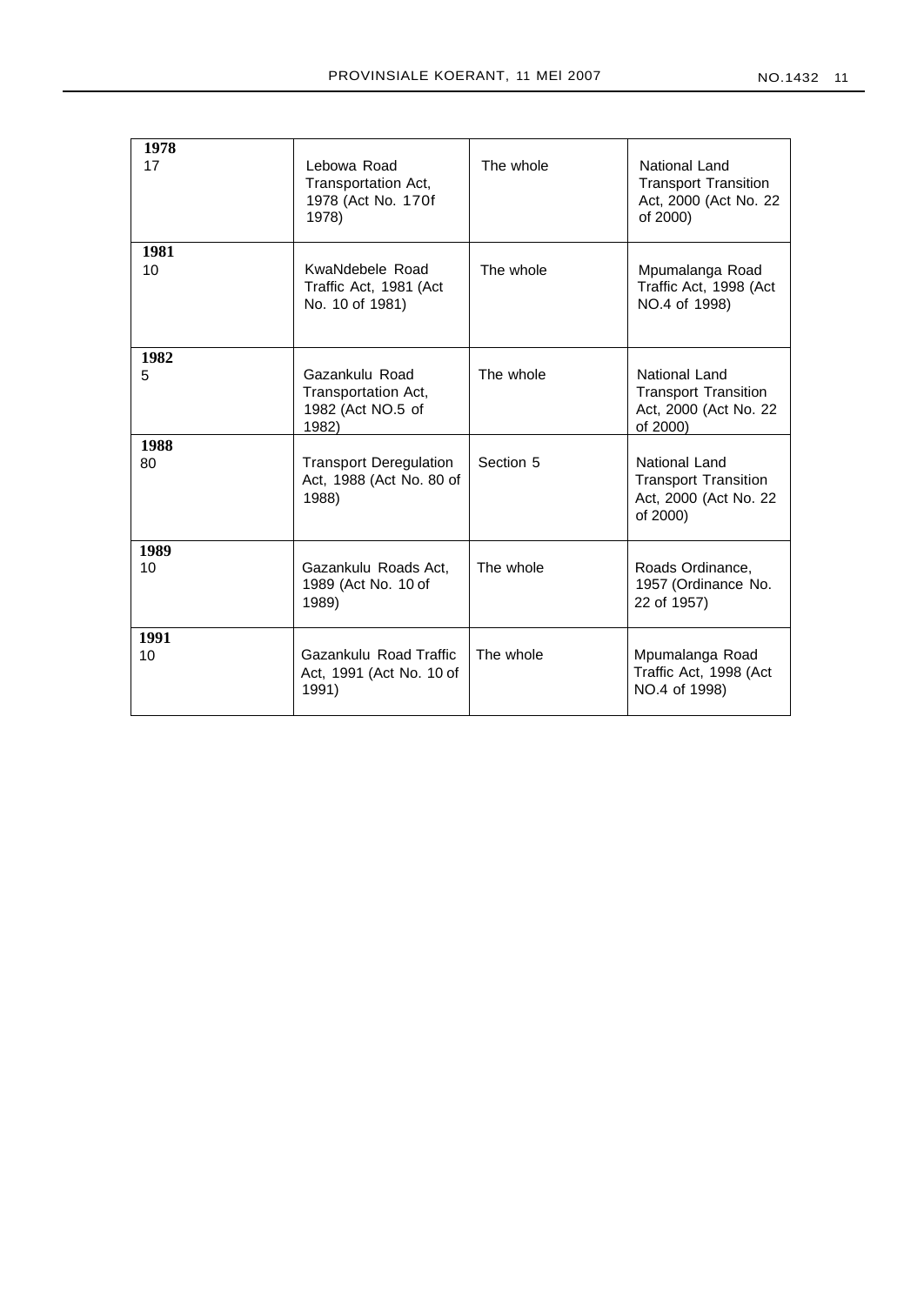| | | | |
|---|---|---|---|
| **1978**<br>17 | Lebowa Road Transportation Act, 1978 (Act No. 170f 1978) | The whole | National Land Transport Transition Act, 2000 (Act No. 22 of 2000) |
| **1981**<br>10 | KwaNdebele Road Traffic Act, 1981 (Act No. 10 of 1981) | The whole | Mpumalanga Road Traffic Act, 1998 (Act NO.4 of 1998) |
| **1982**<br>5 | Gazankulu Road Transportation Act, 1982 (Act NO.5 of 1982) | The whole | National Land Transport Transition Act, 2000 (Act No. 22 of 2000) |
| **1988**<br>80 | Transport Deregulation Act, 1988 (Act No. 80 of 1988) | Section 5 | National Land Transport Transition Act, 2000 (Act No. 22 of 2000) |
| **1989**<br>10 | Gazankulu Roads Act, 1989 (Act No. 10 of 1989) | The whole | Roads Ordinance, 1957 (Ordinance No. 22 of 1957) |
| **1991**<br>10 | Gazankulu Road Traffic Act, 1991 (Act No. 10 of 1991) | The whole | Mpumalanga Road Traffic Act, 1998 (Act NO.4 of 1998) |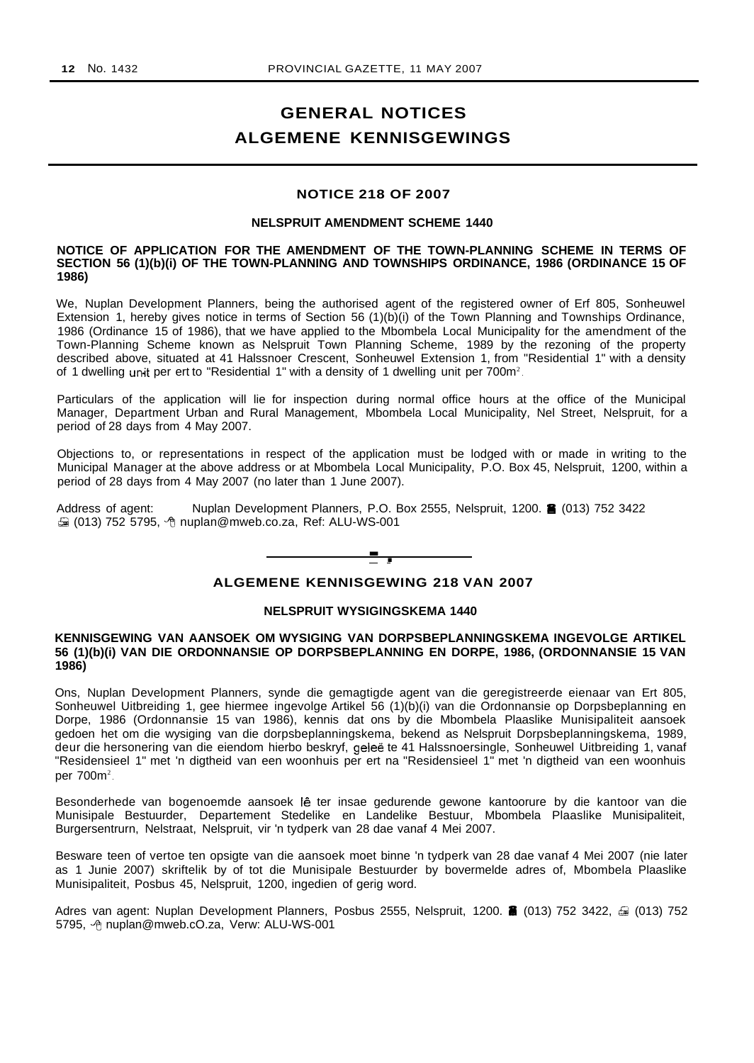# GENERAL NOTICES

# ALGEMENE KENNISGEWINGS

## NOTICE 218 OF 2007

### NELSPRUIT AMENDMENT SCHEME 1440

**NOTICE OF APPLICATION FOR THE AMENDMENT OF THE TOWN-PLANNING SCHEME IN TERMS OF SECTION 56 (1)(b)(i) OF THE TOWN-PLANNING AND TOWNSHIPS ORDINANCE, 1986 (ORDINANCE 15 OF 1986)**

We, Nuplan Development Planners, being the authorised agent of the registered owner of Erf 805, Sonheuwel Extension 1, hereby gives notice in terms of Section 56 (1)(b)(i) of the Town Planning and Townships Ordinance, 1986 (Ordinance 15 of 1986), that we have applied to the Mbombela Local Municipality for the amendment of the Town-Planning Scheme known as Nelspruit Town Planning Scheme, 1989 by the rezoning of the property described above, situated at 41 Halssnoer Crescent, Sonheuwel Extension 1, from "Residential 1" with a density of 1 dwelling unit per ert to "Residential 1" with a density of 1 dwelling unit per 700m².

Particulars of the application will lie for inspection during normal office hours at the office of the Municipal Manager, Department Urban and Rural Management, Mbombela Local Municipality, Nel Street, Nelspruit, for a period of 28 days from 4 May 2007.

Objections to, or representations in respect of the application must be lodged with or made in writing to the Municipal Manager at the above address or at Mbombela Local Municipality, P.O. Box 45, Nelspruit, 1200, within a period of 28 days from 4 May 2007 (no later than 1 June 2007).

Address of agent: Nuplan Development Planners, P.O. Box 2555, Nelspruit, 1200. ☎ (013) 752 3422 🖷 (013) 752 5795, nuplan@mweb.co.za, Ref: ALU-WS-001

---

## ALGEMENE KENNISGEWING 218 VAN 2007

### NELSPRUIT WYSIGINGSKEMA 1440

**KENNISGEWING VAN AANSOEK OM WYSIGING VAN DORPSBEPLANNINGSKEMA INGEVOLGE ARTIKEL 56 (1)(b)(i) VAN DIE ORDONNANSIE OP DORPSBEPLANNING EN DORPE, 1986, (ORDONNANSIE 15 VAN 1986)**

Ons, Nuplan Development Planners, synde die gemagtigde agent van die geregistreerde eienaar van Ert 805, Sonheuwel Uitbreiding 1, gee hiermee ingevolge Artikel 56 (1)(b)(i) van die Ordonnansie op Dorpsbeplanning en Dorpe, 1986 (Ordonnansie 15 van 1986), kennis dat ons by die Mbombela Plaaslike Munisipaliteit aansoek gedoen het om die wysiging van die dorpsbeplanningskema, bekend as Nelspruit Dorpsbeplanningskema, 1989, deur die hersonering van die eiendom hierbo beskryf, geleë te 41 Halssnoersingle, Sonheuwel Uitbreiding 1, vanaf "Residensieel 1" met 'n digtheid van een woonhuis per ert na "Residensieel 1" met 'n digtheid van een woonhuis per 700m².

Besonderhede van bogenoemde aansoek lê ter insae gedurende gewone kantoorure by die kantoor van die Munisipale Bestuurder, Departement Stedelike en Landelike Bestuur, Mbombela Plaaslike Munisipaliteit, Burgersentrurn, Nelstraat, Nelspruit, vir 'n tydperk van 28 dae vanaf 4 Mei 2007.

Besware teen of vertoe ten opsigte van die aansoek moet binne 'n tydperk van 28 dae vanaf 4 Mei 2007 (nie later as 1 Junie 2007) skriftelik by of tot die Munisipale Bestuurder by bovermelde adres of, Mbombela Plaaslike Munisipaliteit, Posbus 45, Nelspruit, 1200, ingedien of gerig word.

Adres van agent: Nuplan Development Planners, Posbus 2555, Nelspruit, 1200. ☎ (013) 752 3422, 🖷 (013) 752 5795, nuplan@mweb.cO.za, Verw: ALU-WS-001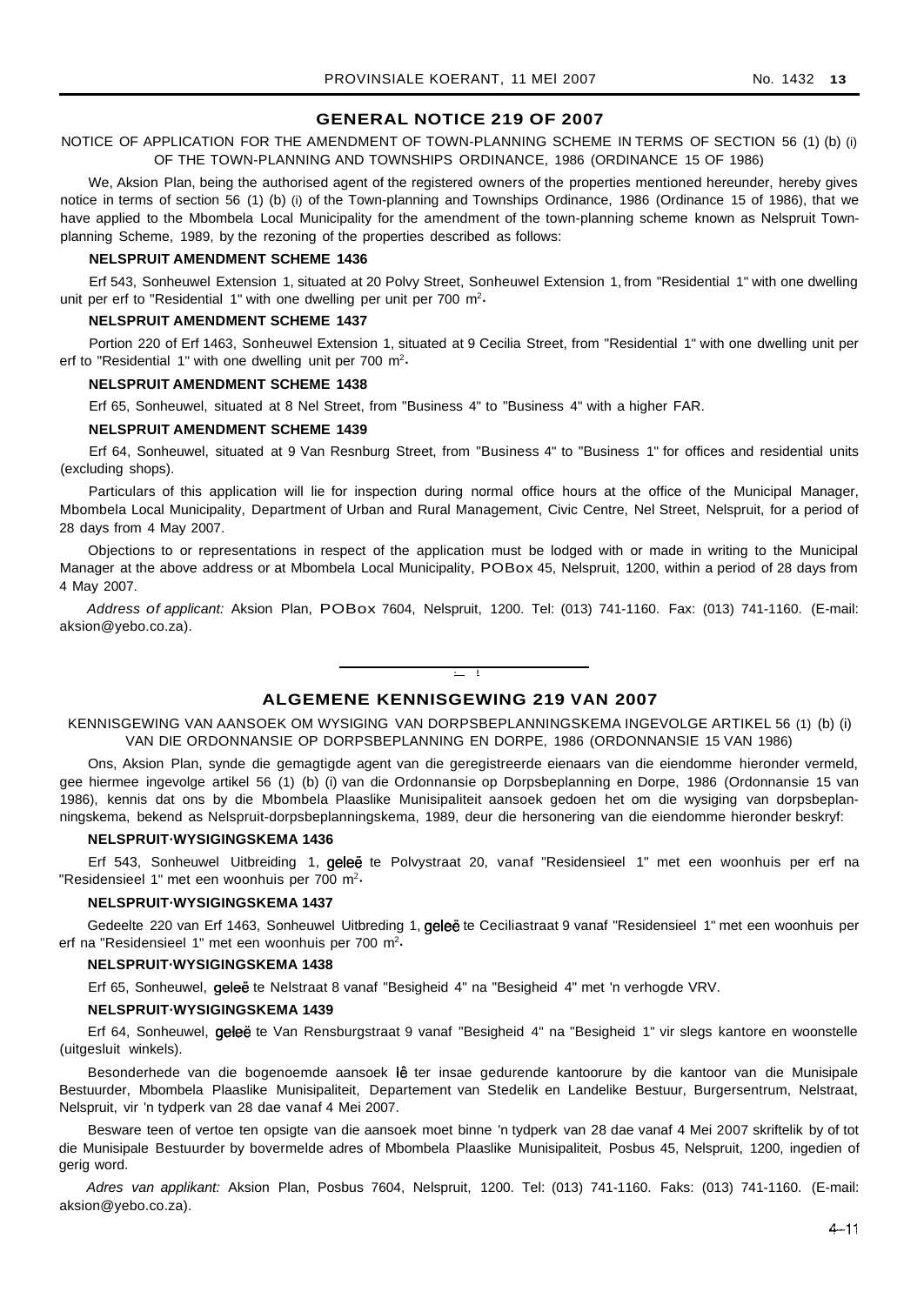## GENERAL NOTICE 219 OF 2007

NOTICE OF APPLICATION FOR THE AMENDMENT OF TOWN-PLANNING SCHEME IN TERMS OF SECTION 56 (1) (b) (i) OF THE TOWN-PLANNING AND TOWNSHIPS ORDINANCE, 1986 (ORDINANCE 15 OF 1986)

We, Aksion Plan, being the authorised agent of the registered owners of the properties mentioned hereunder, hereby gives notice in terms of section 56 (1) (b) (i) of the Town-planning and Townships Ordinance, 1986 (Ordinance 15 of 1986), that we have applied to the Mbombela Local Municipality for the amendment of the town-planning scheme known as Nelspruit Town-planning Scheme, 1989, by the rezoning of the properties described as follows:

**NELSPRUIT AMENDMENT SCHEME 1436**

Erf 543, Sonheuwel Extension 1, situated at 20 Polvy Street, Sonheuwel Extension 1, from "Residential 1" with one dwelling unit per erf to "Residential 1" with one dwelling per unit per 700 m$^2$.

**NELSPRUIT AMENDMENT SCHEME 1437**

Portion 220 of Erf 1463, Sonheuwel Extension 1, situated at 9 Cecilia Street, from "Residential 1" with one dwelling unit per erf to "Residential 1" with one dwelling unit per 700 m$^2$.

**NELSPRUIT AMENDMENT SCHEME 1438**

Erf 65, Sonheuwel, situated at 8 Nel Street, from "Business 4" to "Business 4" with a higher FAR.

**NELSPRUIT AMENDMENT SCHEME 1439**

Erf 64, Sonheuwel, situated at 9 Van Resnburg Street, from "Business 4" to "Business 1" for offices and residential units (excluding shops).

Particulars of this application will lie for inspection during normal office hours at the office of the Municipal Manager, Mbombela Local Municipality, Department of Urban and Rural Management, Civic Centre, Nel Street, Nelspruit, for a period of 28 days from 4 May 2007.

Objections to or representations in respect of the application must be lodged with or made in writing to the Municipal Manager at the above address or at Mbombela Local Municipality, POBox 45, Nelspruit, 1200, within a period of 28 days from 4 May 2007.

*Address of applicant:* Aksion Plan, POBox 7604, Nelspruit, 1200. Tel: (013) 741-1160. Fax: (013) 741-1160. (E-mail: aksion@yebo.co.za).

---

## ALGEMENE KENNISGEWING 219 VAN 2007

KENNISGEWING VAN AANSOEK OM WYSIGING VAN DORPSBEPLANNINGSKEMA INGEVOLGE ARTIKEL 56 (1) (b) (i) VAN DIE ORDONNANSIE OP DORPSBEPLANNING EN DORPE, 1986 (ORDONNANSIE 15 VAN 1986)

Ons, Aksion Plan, synde die gemagtigde agent van die geregistreerde eienaars van die eiendomme hieronder vermeld, gee hiermee ingevolge artikel 56 (1) (b) (i) van die Ordonnansie op Dorpsbeplanning en Dorpe, 1986 (Ordonnansie 15 van 1986), kennis dat ons by die Mbombela Plaaslike Munisipaliteit aansoek gedoen het om die wysiging van dorpsbeplanningskema, bekend as Nelspruit-dorpsbeplanningskema, 1989, deur die hersonering van die eiendomme hieronder beskryf:

**NELSPRUIT-WYSIGINGSKEMA 1436**

Erf 543, Sonheuwel Uitbreiding 1, geleë te Polvystraat 20, vanaf "Residensieel 1" met een woonhuis per erf na "Residensieel 1" met een woonhuis per 700 m$^2$.

**NELSPRUIT-WYSIGINGSKEMA 1437**

Gedeelte 220 van Erf 1463, Sonheuwel Uitbreding 1, geleë te Ceciliastraat 9 vanaf "Residensieel 1" met een woonhuis per erf na "Residensieel 1" met een woonhuis per 700 m$^2$.

**NELSPRUIT-WYSIGINGSKEMA 1438**

Erf 65, Sonheuwel, geleë te Nelstraat 8 vanaf "Besigheid 4" na "Besigheid 4" met 'n verhogde VRV.

**NELSPRUIT-WYSIGINGSKEMA 1439**

Erf 64, Sonheuwel, geleë te Van Rensburgstraat 9 vanaf "Besigheid 4" na "Besigheid 1" vir slegs kantore en woonstelle (uitgesluit winkels).

Besonderhede van die bogenoemde aansoek lê ter insae gedurende kantoorure by die kantoor van die Munisipale Bestuurder, Mbombela Plaaslike Munisipaliteit, Departement van Stedelik en Landelike Bestuur, Burgersentrum, Nelstraat, Nelspruit, vir 'n tydperk van 28 dae vanaf 4 Mei 2007.

Besware teen of vertoe ten opsigte van die aansoek moet binne 'n tydperk van 28 dae vanaf 4 Mei 2007 skriftelik by of tot die Munisipale Bestuurder by bovermelde adres of Mbombela Plaaslike Munisipaliteit, Posbus 45, Nelspruit, 1200, ingedien of gerig word.

*Adres van applikant:* Aksion Plan, Posbus 7604, Nelspruit, 1200. Tel: (013) 741-1160. Faks: (013) 741-1160. (E-mail: aksion@yebo.co.za).

4–11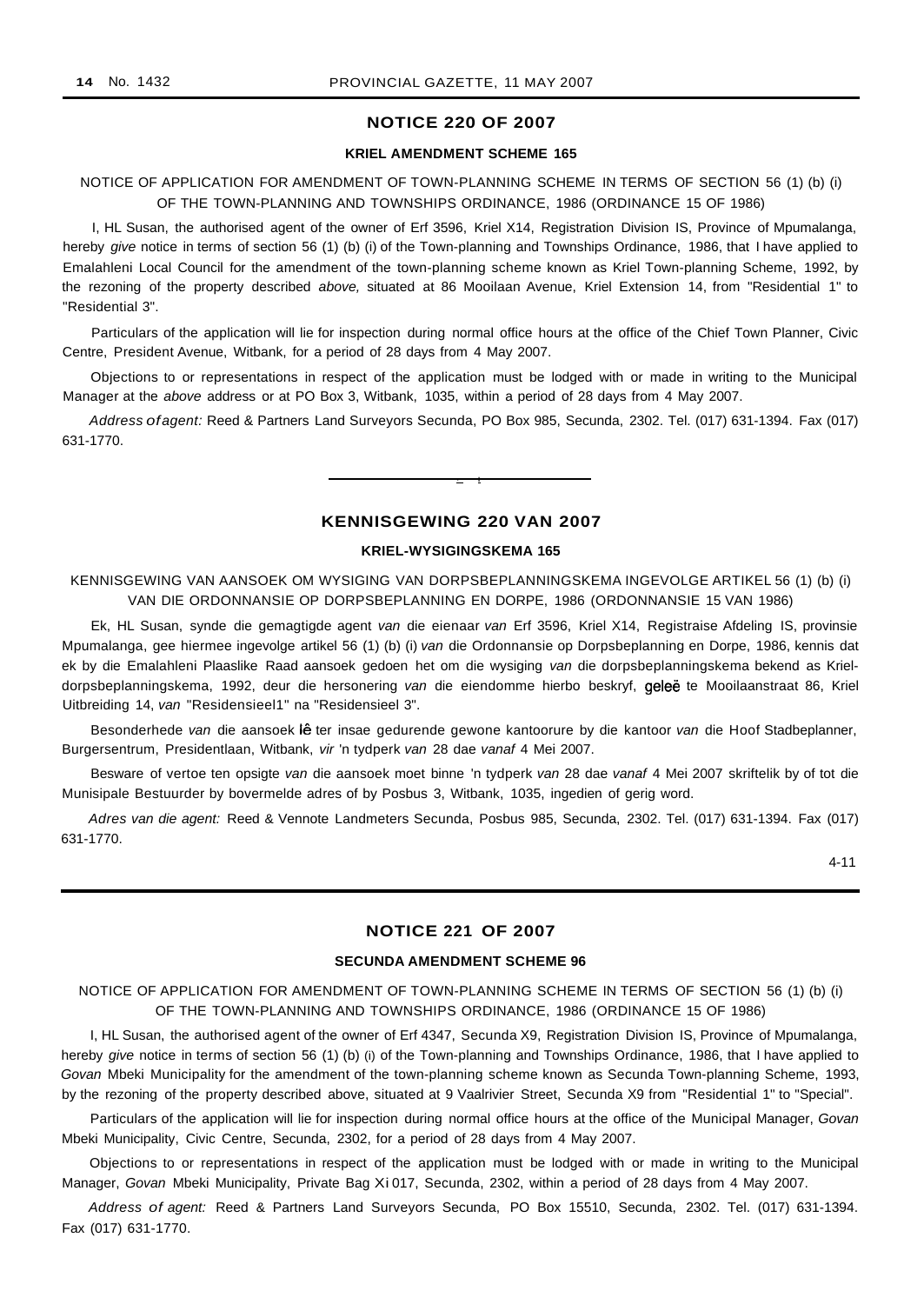## NOTICE 220 OF 2007

### KRIEL AMENDMENT SCHEME 165

NOTICE OF APPLICATION FOR AMENDMENT OF TOWN-PLANNING SCHEME IN TERMS OF SECTION 56 (1) (b) (i) OF THE TOWN-PLANNING AND TOWNSHIPS ORDINANCE, 1986 (ORDINANCE 15 OF 1986)

I, HL Susan, the authorised agent of the owner of Erf 3596, Kriel X14, Registration Division IS, Province of Mpumalanga, hereby *give* notice in terms of section 56 (1) (b) (i) of the Town-planning and Townships Ordinance, 1986, that I have applied to Emalahleni Local Council for the amendment of the town-planning scheme known as Kriel Town-planning Scheme, 1992, by the rezoning of the property described *above,* situated at 86 Mooilaan Avenue, Kriel Extension 14, from "Residential 1" to "Residential 3".

Particulars of the application will lie for inspection during normal office hours at the office of the Chief Town Planner, Civic Centre, President Avenue, Witbank, for a period of 28 days from 4 May 2007.

Objections to or representations in respect of the application must be lodged with or made in writing to the Municipal Manager at the *above* address or at PO Box 3, Witbank, 1035, within a period of 28 days from 4 May 2007.

*Address of agent:* Reed & Partners Land Surveyors Secunda, PO Box 985, Secunda, 2302. Tel. (017) 631-1394. Fax (017) 631-1770.

---

## KENNISGEWING 220 VAN 2007

### KRIEL-WYSIGINGSKEMA 165

KENNISGEWING VAN AANSOEK OM WYSIGING VAN DORPSBEPLANNINGSKEMA INGEVOLGE ARTIKEL 56 (1) (b) (i) VAN DIE ORDONNANSIE OP DORPSBEPLANNING EN DORPE, 1986 (ORDONNANSIE 15 VAN 1986)

Ek, HL Susan, synde die gemagtigde agent *van* die eienaar *van* Erf 3596, Kriel X14, Registraise Afdeling IS, provinsie Mpumalanga, gee hiermee ingevolge artikel 56 (1) (b) (i) *van* die Ordonnansie op Dorpsbeplanning en Dorpe, 1986, kennis dat ek by die Emalahleni Plaaslike Raad aansoek gedoen het om die wysiging *van* die dorpsbeplanningskema bekend as Kriel-dorpsbeplanningskema, 1992, deur die hersonering *van* die eiendomme hierbo beskryf, geleë te Mooilaanstraat 86, Kriel Uitbreiding 14, *van* "Residensieel1" na "Residensieel 3".

Besonderhede *van* die aansoek lê ter insae gedurende gewone kantoorure by die kantoor *van* die Hoof Stadbeplanner, Burgersentrum, Presidentlaan, Witbank, *vir* 'n tydperk *van* 28 dae *vanaf* 4 Mei 2007.

Besware of vertoe ten opsigte *van* die aansoek moet binne 'n tydperk *van* 28 dae *vanaf* 4 Mei 2007 skriftelik by of tot die Munisipale Bestuurder by bovermelde adres of by Posbus 3, Witbank, 1035, ingedien of gerig word.

*Adres van die agent:* Reed & Vennote Landmeters Secunda, Posbus 985, Secunda, 2302. Tel. (017) 631-1394. Fax (017) 631-1770.

4-11

---

## NOTICE 221 OF 2007

### SECUNDA AMENDMENT SCHEME 96

NOTICE OF APPLICATION FOR AMENDMENT OF TOWN-PLANNING SCHEME IN TERMS OF SECTION 56 (1) (b) (i) OF THE TOWN-PLANNING AND TOWNSHIPS ORDINANCE, 1986 (ORDINANCE 15 OF 1986)

I, HL Susan, the authorised agent of the owner of Erf 4347, Secunda X9, Registration Division IS, Province of Mpumalanga, hereby *give* notice in terms of section 56 (1) (b) (i) of the Town-planning and Townships Ordinance, 1986, that I have applied to *Govan* Mbeki Municipality for the amendment of the town-planning scheme known as Secunda Town-planning Scheme, 1993, by the rezoning of the property described above, situated at 9 Vaalrivier Street, Secunda X9 from "Residential 1" to "Special".

Particulars of the application will lie for inspection during normal office hours at the office of the Municipal Manager, *Govan* Mbeki Municipality, Civic Centre, Secunda, 2302, for a period of 28 days from 4 May 2007.

Objections to or representations in respect of the application must be lodged with or made in writing to the Municipal Manager, *Govan* Mbeki Municipality, Private Bag Xi 017, Secunda, 2302, within a period of 28 days from 4 May 2007.

*Address of agent:* Reed & Partners Land Surveyors Secunda, PO Box 15510, Secunda, 2302. Tel. (017) 631-1394. Fax (017) 631-1770.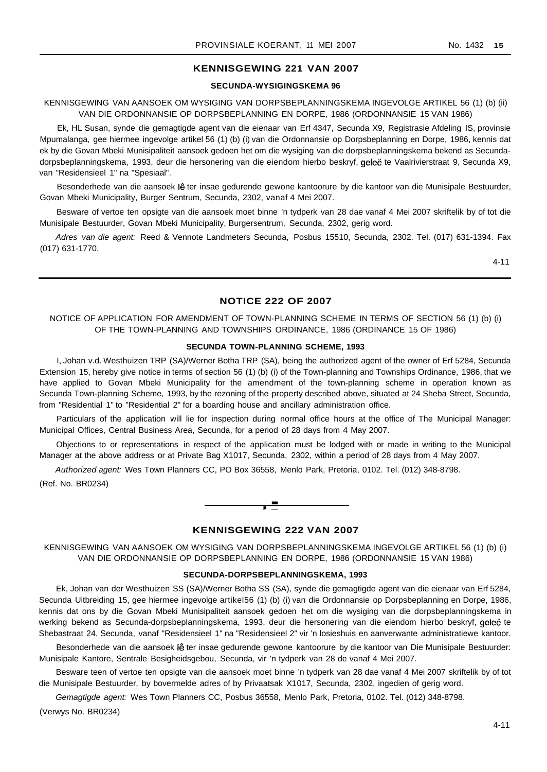## KENNISGEWING 221 VAN 2007

### SECUNDA-WYSIGINGSKEMA 96

KENNISGEWING VAN AANSOEK OM WYSIGING VAN DORPSBEPLANNINGSKEMA INGEVOLGE ARTIKEL 56 (1) (b) (ii) VAN DIE ORDONNANSIE OP DORPSBEPLANNING EN DORPE, 1986 (ORDONNANSIE 15 VAN 1986)

Ek, HL Susan, synde die gemagtigde agent van die eienaar van Erf 4347, Secunda X9, Registrasie Afdeling IS, provinsie Mpumalanga, gee hiermee ingevolge artikel 56 (1) (b) (i) van die Ordonnansie op Dorpsbeplanning en Dorpe, 1986, kennis dat ek by die Govan Mbeki Munisipaliteit aansoek gedoen het om die wysiging van die dorpsbeplanningskema bekend as Secunda-dorpsbeplanningskema, 1993, deur die hersonering van die eiendom hierbo beskryf, geleë te Vaalrivierstraat 9, Secunda X9, van "Residensieel 1" na "Spesiaal".

Besonderhede van die aansoek lê ter insae gedurende gewone kantoorure by die kantoor van die Munisipale Bestuurder, Govan Mbeki Municipality, Burger Sentrum, Secunda, 2302, vanaf 4 Mei 2007.

Besware of vertoe ten opsigte van die aansoek moet binne 'n tydperk van 28 dae vanaf 4 Mei 2007 skriftelik by of tot die Munisipale Bestuurder, Govan Mbeki Municipality, Burgersentrum, Secunda, 2302, gerig word.

*Adres van die agent:* Reed & Vennote Landmeters Secunda, Posbus 15510, Secunda, 2302. Tel. (017) 631-1394. Fax (017) 631-1770.

4-11

---

## NOTICE 222 OF 2007

NOTICE OF APPLICATION FOR AMENDMENT OF TOWN-PLANNING SCHEME IN TERMS OF SECTION 56 (1) (b) (i) OF THE TOWN-PLANNING AND TOWNSHIPS ORDINANCE, 1986 (ORDINANCE 15 OF 1986)

### SECUNDA TOWN-PLANNING SCHEME, 1993

I, Johan v.d. Westhuizen TRP (SA)/Werner Botha TRP (SA), being the authorized agent of the owner of Erf 5284, Secunda Extension 15, hereby give notice in terms of section 56 (1) (b) (i) of the Town-planning and Townships Ordinance, 1986, that we have applied to Govan Mbeki Municipality for the amendment of the town-planning scheme in operation known as Secunda Town-planning Scheme, 1993, by the rezoning of the property described above, situated at 24 Sheba Street, Secunda, from "Residential 1" to "Residential 2" for a boarding house and ancillary administration office.

Particulars of the application will lie for inspection during normal office hours at the office of The Municipal Manager: Municipal Offices, Central Business Area, Secunda, for a period of 28 days from 4 May 2007.

Objections to or representations in respect of the application must be lodged with or made in writing to the Municipal Manager at the above address or at Private Bag X1017, Secunda, 2302, within a period of 28 days from 4 May 2007.

*Authorized agent:* Wes Town Planners CC, PO Box 36558, Menlo Park, Pretoria, 0102. Tel. (012) 348-8798.

(Ref. No. BR0234)

---

## KENNISGEWING 222 VAN 2007

KENNISGEWING VAN AANSOEK OM WYSIGING VAN DORPSBEPLANNINGSKEMA INGEVOLGE ARTIKEL 56 (1) (b) (i) VAN DIE ORDONNANSIE OP DORPSBEPLANNING EN DORPE, 1986 (ORDONNANSIE 15 VAN 1986)

### SECUNDA-DORPSBEPLANNINGSKEMA, 1993

Ek, Johan van der Westhuizen SS (SA)/Werner Botha SS (SA), synde die gemagtigde agent van die eienaar van Erf 5284, Secunda Uitbreiding 15, gee hiermee ingevolge artikel56 (1) (b) (i) van die Ordonnansie op Dorpsbeplanning en Dorpe, 1986, kennis dat ons by die Govan Mbeki Munisipaliteit aansoek gedoen het om die wysiging van die dorpsbeplanningskema in werking bekend as Secunda-dorpsbeplanningskema, 1993, deur die hersonering van die eiendom hierbo beskryf, geleë te Shebastraat 24, Secunda, vanaf "Residensieel 1" na "Residensieel 2" vir 'n losieshuis en aanverwante administratiewe kantoor.

Besonderhede van die aansoek lê ter insae gedurende gewone kantoorure by die kantoor van Die Munisipale Bestuurder: Munisipale Kantore, Sentrale Besigheidsgebou, Secunda, vir 'n tydperk van 28 de vanaf 4 Mei 2007.

Besware teen of vertoe ten opsigte van die aansoek moet binne 'n tydperk van 28 dae vanaf 4 Mei 2007 skriftelik by of tot die Munisipale Bestuurder, by bovermelde adres of by Privaatsak X1017, Secunda, 2302, ingedien of gerig word.

*Gemagtigde agent:* Wes Town Planners CC, Posbus 36558, Menlo Park, Pretoria, 0102. Tel. (012) 348-8798.

(Verwys No. BR0234)

4-11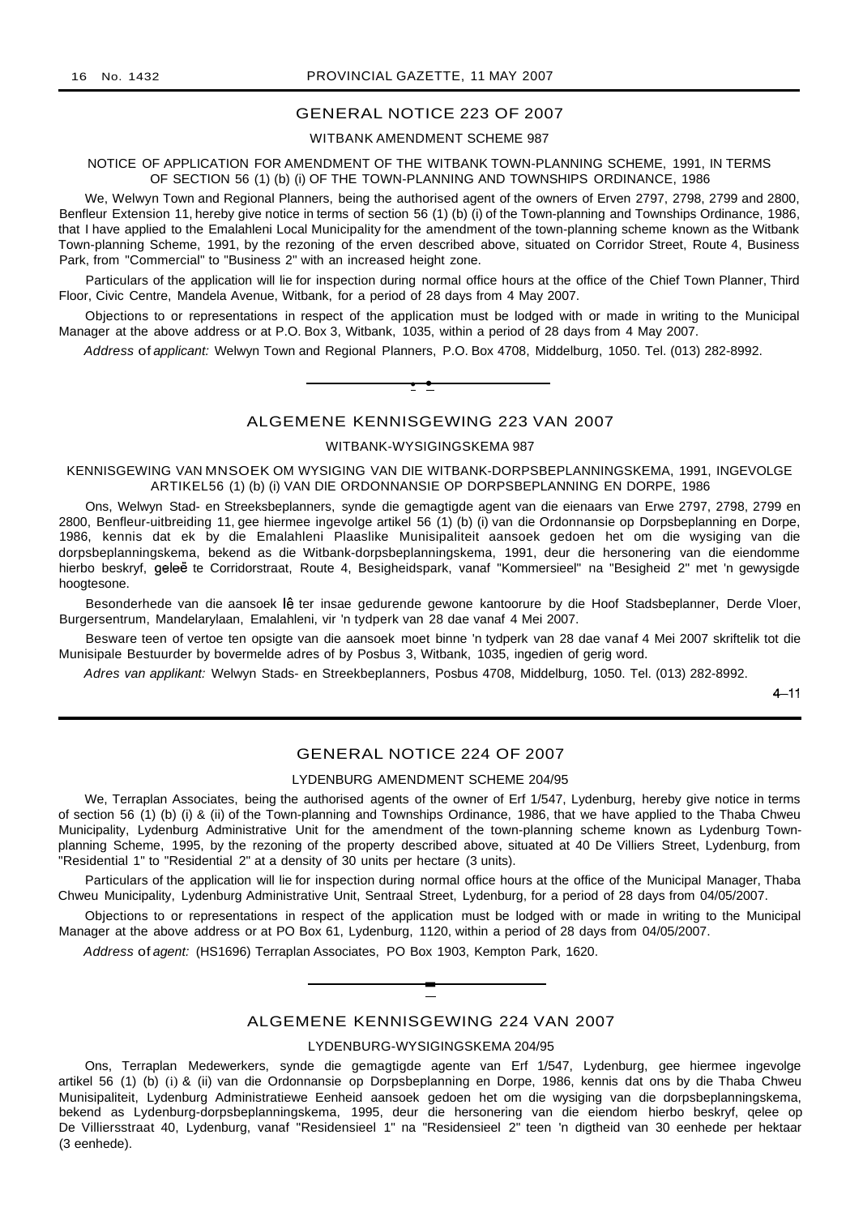## GENERAL NOTICE 223 OF 2007

### WITBANK AMENDMENT SCHEME 987

NOTICE OF APPLICATION FOR AMENDMENT OF THE WITBANK TOWN-PLANNING SCHEME, 1991, IN TERMS OF SECTION 56 (1) (b) (i) OF THE TOWN-PLANNING AND TOWNSHIPS ORDINANCE, 1986

We, Welwyn Town and Regional Planners, being the authorised agent of the owners of Erven 2797, 2798, 2799 and 2800, Benfleur Extension 11, hereby give notice in terms of section 56 (1) (b) (i) of the Town-planning and Townships Ordinance, 1986, that I have applied to the Emalahleni Local Municipality for the amendment of the town-planning scheme known as the Witbank Town-planning Scheme, 1991, by the rezoning of the erven described above, situated on Corridor Street, Route 4, Business Park, from "Commercial" to "Business 2" with an increased height zone.

Particulars of the application will lie for inspection during normal office hours at the office of the Chief Town Planner, Third Floor, Civic Centre, Mandela Avenue, Witbank, for a period of 28 days from 4 May 2007.

Objections to or representations in respect of the application must be lodged with or made in writing to the Municipal Manager at the above address or at P.O. Box 3, Witbank, 1035, within a period of 28 days from 4 May 2007.

*Address of applicant:* Welwyn Town and Regional Planners, P.O. Box 4708, Middelburg, 1050. Tel. (013) 282-8992.

---

## ALGEMENE KENNISGEWING 223 VAN 2007

### WITBANK-WYSIGINGSKEMA 987

KENNISGEWING VAN MNSOEK OM WYSIGING VAN DIE WITBANK-DORPSBEPLANNINGSKEMA, 1991, INGEVOLGE ARTIKEL56 (1) (b) (i) VAN DIE ORDONNANSIE OP DORPSBEPLANNING EN DORPE, 1986

Ons, Welwyn Stad- en Streeksbeplanners, synde die gemagtigde agent van die eienaars van Erwe 2797, 2798, 2799 en 2800, Benfleur-uitbreiding 11, gee hiermee ingevolge artikel 56 (1) (b) (i) van die Ordonnansie op Dorpsbeplanning en Dorpe, 1986, kennis dat ek by die Emalahleni Plaaslike Munisipaliteit aansoek gedoen het om die wysiging van die dorpsbeplanningskema, bekend as die Witbank-dorpsbeplanningskema, 1991, deur die hersonering van die eiendomme hierbo beskryf, geleë te Corridorstraat, Route 4, Besigheidspark, vanaf "Kommersieel" na "Besigheid 2" met 'n gewysigde hoogtesone.

Besonderhede van die aansoek lê ter insae gedurende gewone kantoorure by die Hoof Stadsbeplanner, Derde Vloer, Burgersentrum, Mandelarylaan, Emalahleni, vir 'n tydperk van 28 dae vanaf 4 Mei 2007.

Besware teen of vertoe ten opsigte van die aansoek moet binne 'n tydperk van 28 dae vanaf 4 Mei 2007 skriftelik tot die Munisipale Bestuurder by bovermelde adres of by Posbus 3, Witbank, 1035, ingedien of gerig word.

*Adres van applikant:* Welwyn Stads- en Streekbeplanners, Posbus 4708, Middelburg, 1050. Tel. (013) 282-8992.

4–11

---

## GENERAL NOTICE 224 OF 2007

### LYDENBURG AMENDMENT SCHEME 204/95

We, Terraplan Associates, being the authorised agents of the owner of Erf 1/547, Lydenburg, hereby give notice in terms of section 56 (1) (b) (i) & (ii) of the Town-planning and Townships Ordinance, 1986, that we have applied to the Thaba Chweu Municipality, Lydenburg Administrative Unit for the amendment of the town-planning scheme known as Lydenburg Town-planning Scheme, 1995, by the rezoning of the property described above, situated at 40 De Villiers Street, Lydenburg, from "Residential 1" to "Residential 2" at a density of 30 units per hectare (3 units).

Particulars of the application will lie for inspection during normal office hours at the office of the Municipal Manager, Thaba Chweu Municipality, Lydenburg Administrative Unit, Sentraal Street, Lydenburg, for a period of 28 days from 04/05/2007.

Objections to or representations in respect of the application must be lodged with or made in writing to the Municipal Manager at the above address or at PO Box 61, Lydenburg, 1120, within a period of 28 days from 04/05/2007.

*Address of agent:* (HS1696) Terraplan Associates, PO Box 1903, Kempton Park, 1620.

---

## ALGEMENE KENNISGEWING 224 VAN 2007

### LYDENBURG-WYSIGINGSKEMA 204/95

Ons, Terraplan Medewerkers, synde die gemagtigde agente van Erf 1/547, Lydenburg, gee hiermee ingevolge artikel 56 (1) (b) (i) & (ii) van die Ordonnansie op Dorpsbeplanning en Dorpe, 1986, kennis dat ons by die Thaba Chweu Munisipaliteit, Lydenburg Administratiewe Eenheid aansoek gedoen het om die wysiging van die dorpsbeplanningskema, bekend as Lydenburg-dorpsbeplanningskema, 1995, deur die hersonering van die eiendom hierbo beskryf, qelee op De Villiersstraat 40, Lydenburg, vanaf "Residensieel 1" na "Residensieel 2" teen 'n digtheid van 30 eenhede per hektaar (3 eenhede).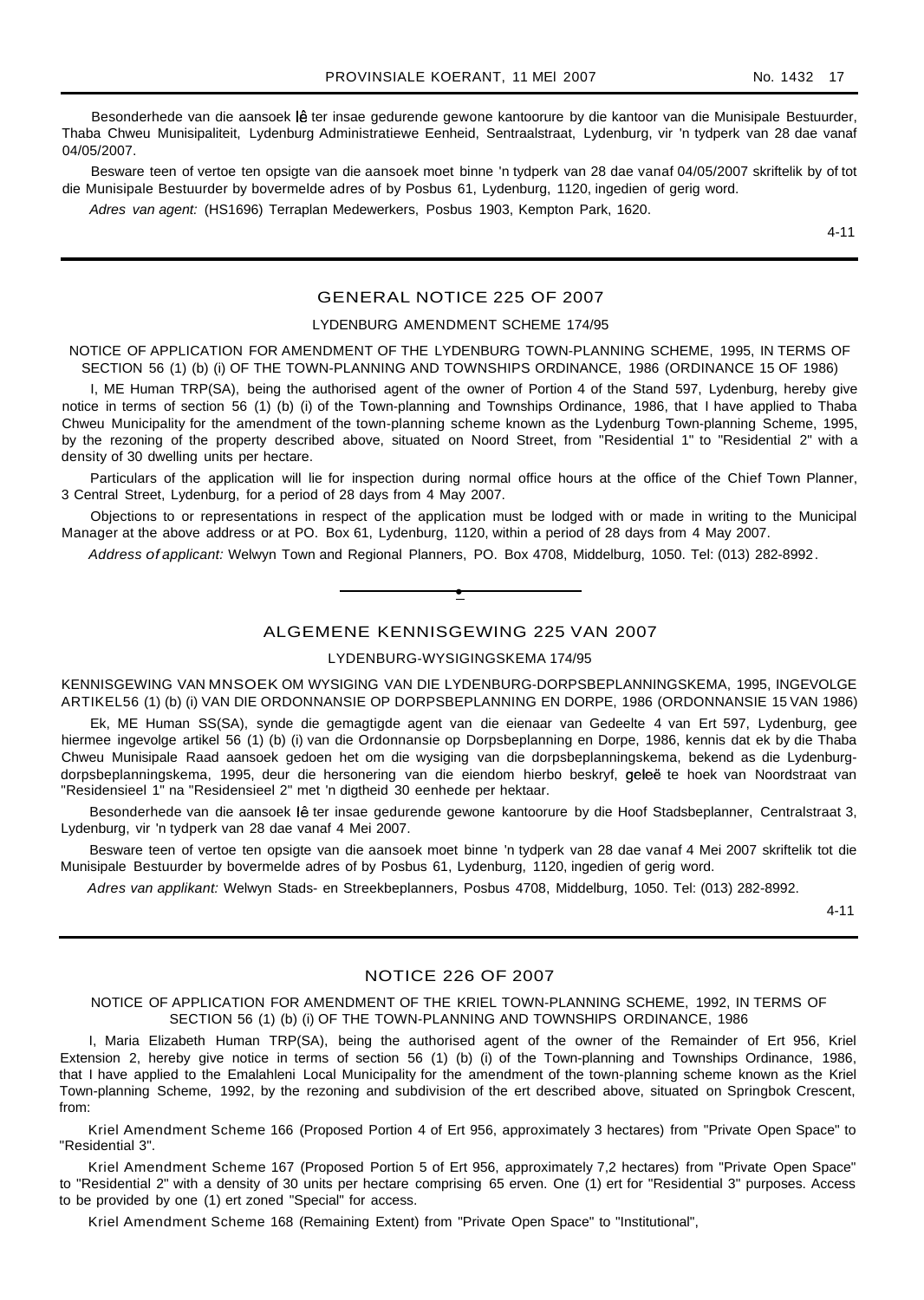Besonderhede van die aansoek lê ter insae gedurende gewone kantoorure by die kantoor van die Munisipale Bestuurder, Thaba Chweu Munisipaliteit, Lydenburg Administratiewe Eenheid, Sentraalstraat, Lydenburg, vir 'n tydperk van 28 dae vanaf 04/05/2007.

Besware teen of vertoe ten opsigte van die aansoek moet binne 'n tydperk van 28 dae vanaf 04/05/2007 skriftelik by of tot die Munisipale Bestuurder by bovermelde adres of by Posbus 61, Lydenburg, 1120, ingedien of gerig word.

*Adres van agent:* (HS1696) Terraplan Medewerkers, Posbus 1903, Kempton Park, 1620.

4-11

## GENERAL NOTICE 225 OF 2007

### LYDENBURG AMENDMENT SCHEME 174/95

NOTICE OF APPLICATION FOR AMENDMENT OF THE LYDENBURG TOWN-PLANNING SCHEME, 1995, IN TERMS OF SECTION 56 (1) (b) (i) OF THE TOWN-PLANNING AND TOWNSHIPS ORDINANCE, 1986 (ORDINANCE 15 OF 1986)

I, ME Human TRP(SA), being the authorised agent of the owner of Portion 4 of the Stand 597, Lydenburg, hereby give notice in terms of section 56 (1) (b) (i) of the Town-planning and Townships Ordinance, 1986, that I have applied to Thaba Chweu Municipality for the amendment of the town-planning scheme known as the Lydenburg Town-planning Scheme, 1995, by the rezoning of the property described above, situated on Noord Street, from "Residential 1" to "Residential 2" with a density of 30 dwelling units per hectare.

Particulars of the application will lie for inspection during normal office hours at the office of the Chief Town Planner, 3 Central Street, Lydenburg, for a period of 28 days from 4 May 2007.

Objections to or representations in respect of the application must be lodged with or made in writing to the Municipal Manager at the above address or at PO. Box 61, Lydenburg, 1120, within a period of 28 days from 4 May 2007.

*Address of applicant:* Welwyn Town and Regional Planners, PO. Box 4708, Middelburg, 1050. Tel: (013) 282-8992.

---

## ALGEMENE KENNISGEWING 225 VAN 2007

### LYDENBURG-WYSIGINGSKEMA 174/95

KENNISGEWING VAN MNSOEK OM WYSIGING VAN DIE LYDENBURG-DORPSBEPLANNINGSKEMA, 1995, INGEVOLGE ARTIKEL56 (1) (b) (i) VAN DIE ORDONNANSIE OP DORPSBEPLANNING EN DORPE, 1986 (ORDONNANSIE 15 VAN 1986)

Ek, ME Human SS(SA), synde die gemagtigde agent van die eienaar van Gedeelte 4 van Erf 597, Lydenburg, gee hiermee ingevolge artikel 56 (1) (b) (i) van die Ordonnansie op Dorpsbeplanning en Dorpe, 1986, kennis dat ek by die Thaba Chweu Munisipale Raad aansoek gedoen het om die wysiging van die dorpsbeplanningskema, bekend as die Lydenburg-dorpsbeplanningskema, 1995, deur die hersonering van die eiendom hierbo beskryf, geleë te hoek van Noordstraat van "Residensieel 1" na "Residensieel 2" met 'n digtheid 30 eenhede per hektaar.

Besonderhede van die aansoek lê ter insae gedurende gewone kantoorure by die Hoof Stadsbeplanner, Centralstraat 3, Lydenburg, vir 'n tydperk van 28 dae vanaf 4 Mei 2007.

Besware teen of vertoe ten opsigte van die aansoek moet binne 'n tydperk van 28 dae vanaf 4 Mei 2007 skriftelik tot die Munisipale Bestuurder by bovermelde adres of by Posbus 61, Lydenburg, 1120, ingedien of gerig word.

*Adres van applikant:* Welwyn Stads- en Streekbeplanners, Posbus 4708, Middelburg, 1050. Tel: (013) 282-8992.

4-11

## NOTICE 226 OF 2007

NOTICE OF APPLICATION FOR AMENDMENT OF THE KRIEL TOWN-PLANNING SCHEME, 1992, IN TERMS OF SECTION 56 (1) (b) (i) OF THE TOWN-PLANNING AND TOWNSHIPS ORDINANCE, 1986

I, Maria Elizabeth Human TRP(SA), being the authorised agent of the owner of the Remainder of Ert 956, Kriel Extension 2, hereby give notice in terms of section 56 (1) (b) (i) of the Town-planning and Townships Ordinance, 1986, that I have applied to the Emalahleni Local Municipality for the amendment of the town-planning scheme known as the Kriel Town-planning Scheme, 1992, by the rezoning and subdivision of the ert described above, situated on Springbok Crescent, from:

Kriel Amendment Scheme 166 (Proposed Portion 4 of Ert 956, approximately 3 hectares) from "Private Open Space" to "Residential 3".

Kriel Amendment Scheme 167 (Proposed Portion 5 of Ert 956, approximately 7,2 hectares) from "Private Open Space" to "Residential 2" with a density of 30 units per hectare comprising 65 erven. One (1) ert for "Residential 3" purposes. Access to be provided by one (1) ert zoned "Special" for access.

Kriel Amendment Scheme 168 (Remaining Extent) from "Private Open Space" to "Institutional",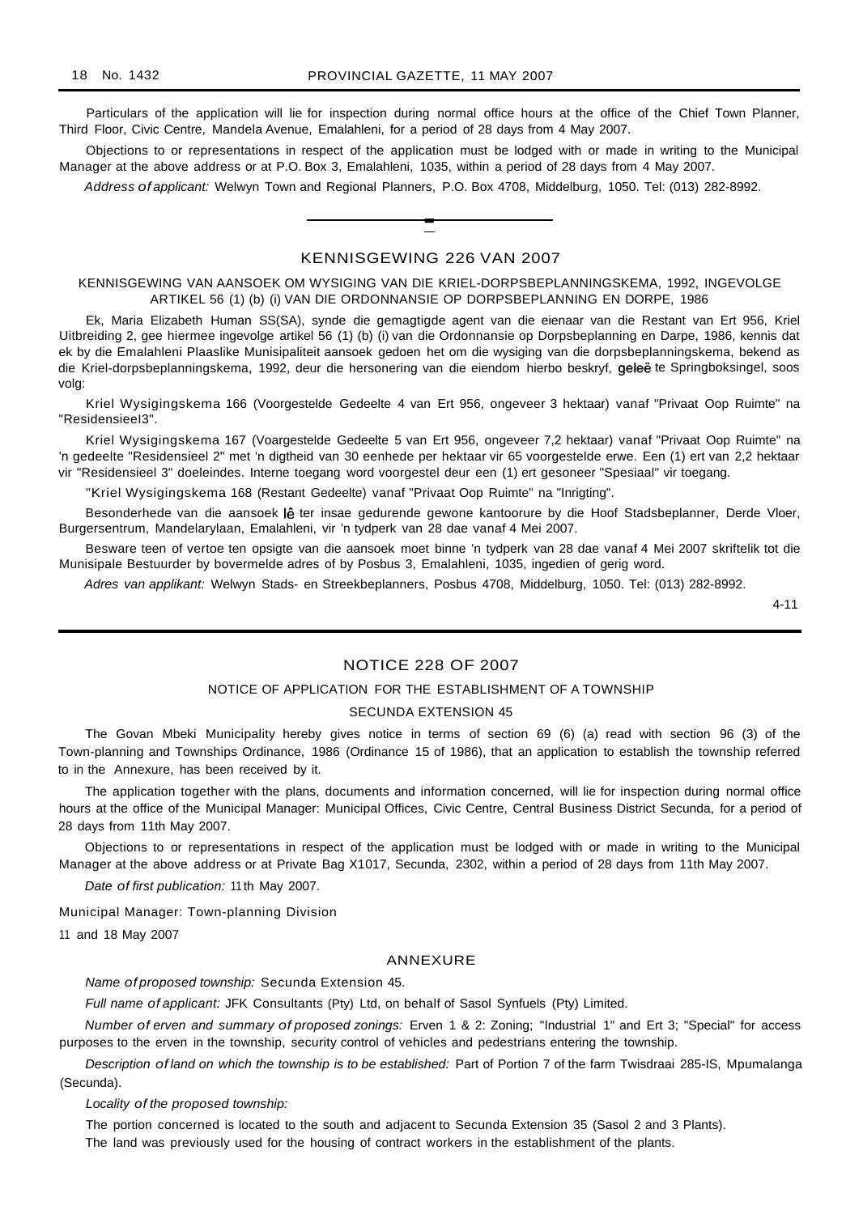Particulars of the application will lie for inspection during normal office hours at the office of the Chief Town Planner, Third Floor, Civic Centre, Mandela Avenue, Emalahleni, for a period of 28 days from 4 May 2007.

Objections to or representations in respect of the application must be lodged with or made in writing to the Municipal Manager at the above address or at P.O. Box 3, Emalahleni, 1035, within a period of 28 days from 4 May 2007.

*Address of applicant:* Welwyn Town and Regional Planners, P.O. Box 4708, Middelburg, 1050. Tel: (013) 282-8992.

---

## KENNISGEWING 226 VAN 2007

KENNISGEWING VAN AANSOEK OM WYSIGING VAN DIE KRIEL-DORPSBEPLANNINGSKEMA, 1992, INGEVOLGE ARTIKEL 56 (1) (b) (i) VAN DIE ORDONNANSIE OP DORPSBEPLANNING EN DORPE, 1986

Ek, Maria Elizabeth Human SS(SA), synde die gemagtigde agent van die eienaar van die Restant van Ert 956, Kriel Uitbreiding 2, gee hiermee ingevolge artikel 56 (1) (b) (i) van die Ordonnansie op Dorpsbeplanning en Darpe, 1986, kennis dat ek by die Emalahleni Plaaslike Munisipaliteit aansoek gedoen het om die wysiging van die dorpsbeplanningskema, bekend as die Kriel-dorpsbeplanningskema, 1992, deur die hersonering van die eiendom hierbo beskryf, geleë te Springboksingel, soos volg:

Kriel Wysigingskema 166 (Voorgestelde Gedeelte 4 van Ert 956, ongeveer 3 hektaar) vanaf "Privaat Oop Ruimte" na "Residensieel3".

Kriel Wysigingskema 167 (Voargestelde Gedeelte 5 van Ert 956, ongeveer 7,2 hektaar) vanaf "Privaat Oop Ruimte" na 'n gedeelte "Residensieel 2" met 'n digtheid van 30 eenhede per hektaar vir 65 voorgestelde erwe. Een (1) ert van 2,2 hektaar vir "Residensieel 3" doeleindes. Interne toegang word voorgestel deur een (1) ert gesoneer "Spesiaal" vir toegang.

"Kriel Wysigingskema 168 (Restant Gedeelte) vanaf "Privaat Oop Ruimte" na "Inrigting".

Besonderhede van die aansoek lê ter insae gedurende gewone kantoorure by die Hoof Stadsbeplanner, Derde Vloer, Burgersentrum, Mandelarylaan, Emalahleni, vir 'n tydperk van 28 dae vanaf 4 Mei 2007.

Besware teen of vertoe ten opsigte van die aansoek moet binne 'n tydperk van 28 dae vanaf 4 Mei 2007 skriftelik tot die Munisipale Bestuurder by bovermelde adres of by Posbus 3, Emalahleni, 1035, ingedien of gerig word.

*Adres van applikant:* Welwyn Stads- en Streekbeplanners, Posbus 4708, Middelburg, 1050. Tel: (013) 282-8992.

4-11

---

## NOTICE 228 OF 2007

NOTICE OF APPLICATION FOR THE ESTABLISHMENT OF A TOWNSHIP

SECUNDA EXTENSION 45

The Govan Mbeki Municipality hereby gives notice in terms of section 69 (6) (a) read with section 96 (3) of the Town-planning and Townships Ordinance, 1986 (Ordinance 15 of 1986), that an application to establish the township referred to in the Annexure, has been received by it.

The application together with the plans, documents and information concerned, will lie for inspection during normal office hours at the office of the Municipal Manager: Municipal Offices, Civic Centre, Central Business District Secunda, for a period of 28 days from 11th May 2007.

Objections to or representations in respect of the application must be lodged with or made in writing to the Municipal Manager at the above address or at Private Bag X1017, Secunda, 2302, within a period of 28 days from 11th May 2007.

*Date of first publication:* 11th May 2007.

Municipal Manager: Town-planning Division

11 and 18 May 2007

### ANNEXURE

*Name of proposed township:* Secunda Extension 45.

*Full name of applicant:* JFK Consultants (Pty) Ltd, on behalf of Sasol Synfuels (Pty) Limited.

*Number of erven and summary of proposed zonings:* Erven 1 & 2: Zoning; "Industrial 1" and Ert 3; "Special" for access purposes to the erven in the township, security control of vehicles and pedestrians entering the township.

*Description of land on which the township is to be established:* Part of Portion 7 of the farm Twisdraai 285-IS, Mpumalanga (Secunda).

*Locality of the proposed township:*

The portion concerned is located to the south and adjacent to Secunda Extension 35 (Sasol 2 and 3 Plants).

The land was previously used for the housing of contract workers in the establishment of the plants.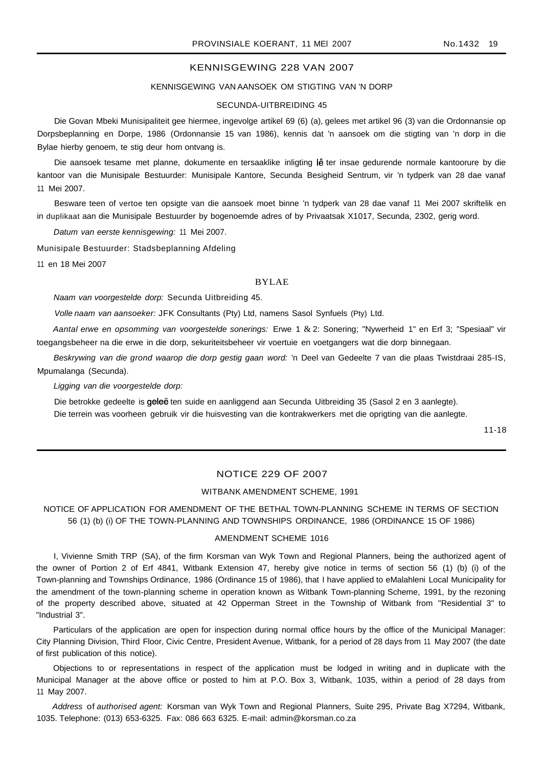## KENNISGEWING 228 VAN 2007

KENNISGEWING VAN AANSOEK OM STIGTING VAN 'N DORP

SECUNDA-UITBREIDING 45

Die Govan Mbeki Munisipaliteit gee hiermee, ingevolge artikel 69 (6) (a), gelees met artikel 96 (3) van die Ordonnansie op Dorpsbeplanning en Dorpe, 1986 (Ordonnansie 15 van 1986), kennis dat 'n aansoek om die stigting van 'n dorp in die Bylae hierby genoem, te stig deur hom ontvang is.

Die aansoek tesame met planne, dokumente en tersaaklike inligting lê ter insae gedurende normale kantoorure by die kantoor van die Munisipale Bestuurder: Munisipale Kantore, Secunda Besigheid Sentrum, vir 'n tydperk van 28 dae vanaf 11 Mei 2007.

Besware teen of vertoe ten opsigte van die aansoek moet binne 'n tydperk van 28 dae vanaf 11 Mei 2007 skriftelik en in duplikaat aan die Munisipale Bestuurder by bogenoemde adres of by Privaatsak X1017, Secunda, 2302, gerig word.

*Datum van eerste kennisgewing:* 11 Mei 2007.

Munisipale Bestuurder: Stadsbeplanning Afdeling

11 en 18 Mei 2007

### BYLAE

*Naam van voorgestelde dorp:* Secunda Uitbreiding 45.

*Volle naam van aansoeker:* JFK Consultants (Pty) Ltd, namens Sasol Synfuels (Pty) Ltd.

*Aantal erwe en opsomming van voorgestelde sonerings:* Erwe 1 & 2: Sonering; "Nywerheid 1" en Erf 3; "Spesiaal" vir toegangsbeheer na die erwe in die dorp, sekuriteitsbeheer vir voertuie en voetgangers wat die dorp binnegaan.

*Beskrywing van die grond waarop die dorp gestig gaan word:* 'n Deel van Gedeelte 7 van die plaas Twistdraai 285-IS, Mpumalanga (Secunda).

*Ligging van die voorgestelde dorp:*

Die betrokke gedeelte is geleë ten suide en aanliggend aan Secunda Uitbreiding 35 (Sasol 2 en 3 aanlegte).

Die terrein was voorheen gebruik vir die huisvesting van die kontrakwerkers met die oprigting van die aanlegte.

11-18

## NOTICE 229 OF 2007

WITBANK AMENDMENT SCHEME, 1991

NOTICE OF APPLICATION FOR AMENDMENT OF THE BETHAL TOWN-PLANNING SCHEME IN TERMS OF SECTION 56 (1) (b) (i) OF THE TOWN-PLANNING AND TOWNSHIPS ORDINANCE, 1986 (ORDINANCE 15 OF 1986)

AMENDMENT SCHEME 1016

I, Vivienne Smith TRP (SA), of the firm Korsman van Wyk Town and Regional Planners, being the authorized agent of the owner of Portion 2 of Erf 4841, Witbank Extension 47, hereby give notice in terms of section 56 (1) (b) (i) of the Town-planning and Townships Ordinance, 1986 (Ordinance 15 of 1986), that I have applied to eMalahleni Local Municipality for the amendment of the town-planning scheme in operation known as Witbank Town-planning Scheme, 1991, by the rezoning of the property described above, situated at 42 Opperman Street in the Township of Witbank from "Residential 3" to "Industrial 3".

Particulars of the application are open for inspection during normal office hours by the office of the Municipal Manager: City Planning Division, Third Floor, Civic Centre, President Avenue, Witbank, for a period of 28 days from 11 May 2007 (the date of first publication of this notice).

Objections to or representations in respect of the application must be lodged in writing and in duplicate with the Municipal Manager at the above office or posted to him at P.O. Box 3, Witbank, 1035, within a period of 28 days from 11 May 2007.

*Address of authorised agent:* Korsman van Wyk Town and Regional Planners, Suite 295, Private Bag X7294, Witbank, 1035. Telephone: (013) 653-6325. Fax: 086 663 6325. E-mail: admin@korsman.co.za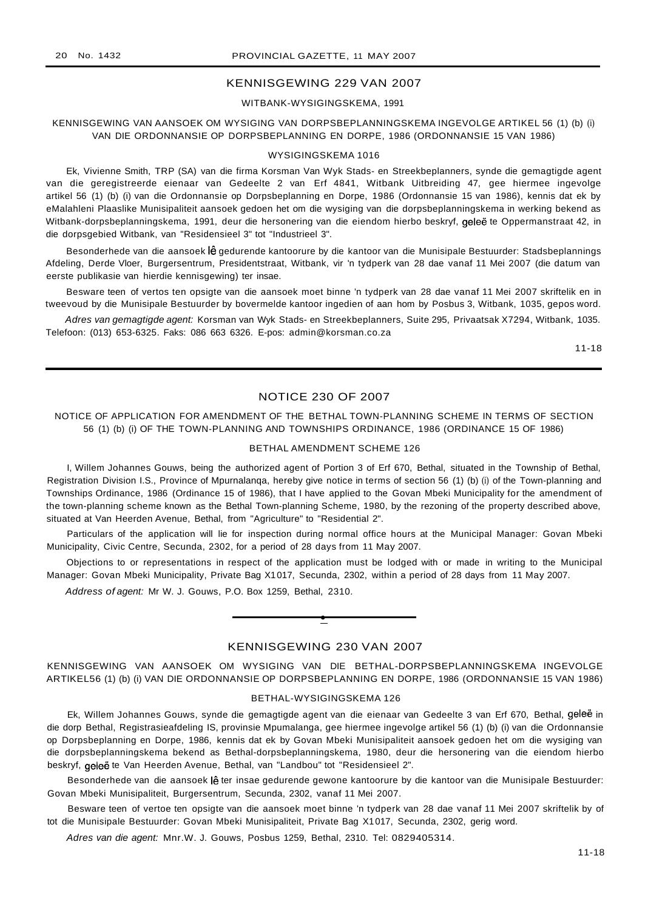## KENNISGEWING 229 VAN 2007

### WITBANK-WYSIGINGSKEMA, 1991

KENNISGEWING VAN AANSOEK OM WYSIGING VAN DORPSBEPLANNINGSKEMA INGEVOLGE ARTIKEL 56 (1) (b) (i) VAN DIE ORDONNANSIE OP DORPSBEPLANNING EN DORPE, 1986 (ORDONNANSIE 15 VAN 1986)

### WYSIGINGSKEMA 1016

Ek, Vivienne Smith, TRP (SA) van die firma Korsman Van Wyk Stads- en Streekbeplanners, synde die gemagtigde agent van die geregistreerde eienaar van Gedeelte 2 van Erf 4841, Witbank Uitbreiding 47, gee hiermee ingevolge artikel 56 (1) (b) (i) van die Ordonnansie op Dorpsbeplanning en Dorpe, 1986 (Ordonnansie 15 van 1986), kennis dat ek by eMalahleni Plaaslike Munisipaliteit aansoek gedoen het om die wysiging van die dorpsbeplanningskema in werking bekend as Witbank-dorpsbeplanningskema, 1991, deur die hersonering van die eiendom hierbo beskryf, geleë te Oppermanstraat 42, in die dorpsgebied Witbank, van "Residensieel 3" tot "Industrieel 3".

Besonderhede van die aansoek lê gedurende kantoorure by die kantoor van die Munisipale Bestuurder: Stadsbeplannings Afdeling, Derde Vloer, Burgersentrum, Presidentstraat, Witbank, vir 'n tydperk van 28 dae vanaf 11 Mei 2007 (die datum van eerste publikasie van hierdie kennisgewing) ter insae.

Besware teen of vertos ten opsigte van die aansoek moet binne 'n tydperk van 28 dae vanaf 11 Mei 2007 skriftelik en in tweevoud by die Munisipale Bestuurder by bovermelde kantoor ingedien of aan hom by Posbus 3, Witbank, 1035, gepos word.

*Adres van gemagtigde agent:* Korsman van Wyk Stads- en Streekbeplanners, Suite 295, Privaatsak X7294, Witbank, 1035. Telefoon: (013) 653-6325. Faks: 086 663 6326. E-pos: admin@korsman.co.za

11-18

---

## NOTICE 230 OF 2007

NOTICE OF APPLICATION FOR AMENDMENT OF THE BETHAL TOWN-PLANNING SCHEME IN TERMS OF SECTION 56 (1) (b) (i) OF THE TOWN-PLANNING AND TOWNSHIPS ORDINANCE, 1986 (ORDINANCE 15 OF 1986)

### BETHAL AMENDMENT SCHEME 126

I, Willem Johannes Gouws, being the authorized agent of Portion 3 of Erf 670, Bethal, situated in the Township of Bethal, Registration Division I.S., Province of Mpurnalanqa, hereby give notice in terms of section 56 (1) (b) (i) of the Town-planning and Townships Ordinance, 1986 (Ordinance 15 of 1986), that I have applied to the Govan Mbeki Municipality for the amendment of the town-planning scheme known as the Bethal Town-planning Scheme, 1980, by the rezoning of the property described above, situated at Van Heerden Avenue, Bethal, from "Agriculture" to "Residential 2".

Particulars of the application will lie for inspection during normal office hours at the Municipal Manager: Govan Mbeki Municipality, Civic Centre, Secunda, 2302, for a period of 28 days from 11 May 2007.

Objections to or representations in respect of the application must be lodged with or made in writing to the Municipal Manager: Govan Mbeki Municipality, Private Bag X1017, Secunda, 2302, within a period of 28 days from 11 May 2007.

*Address of agent:* Mr W. J. Gouws, P.O. Box 1259, Bethal, 2310.

---

## KENNISGEWING 230 VAN 2007

KENNISGEWING VAN AANSOEK OM WYSIGING VAN DIE BETHAL-DORPSBEPLANNINGSKEMA INGEVOLGE ARTIKEL56 (1) (b) (i) VAN DIE ORDONNANSIE OP DORPSBEPLANNING EN DORPE, 1986 (ORDONNANSIE 15 VAN 1986)

### BETHAL-WYSIGINGSKEMA 126

Ek, Willem Johannes Gouws, synde die gemagtigde agent van die eienaar van Gedeelte 3 van Erf 670, Bethal, geleë in die dorp Bethal, Registrasieafdeling IS, provinsie Mpumalanga, gee hiermee ingevolge artikel 56 (1) (b) (i) van die Ordonnansie op Dorpsbeplanning en Dorpe, 1986, kennis dat ek by Govan Mbeki Munisipaliteit aansoek gedoen het om die wysiging van die dorpsbeplanningskema bekend as Bethal-dorpsbeplanningskema, 1980, deur die hersonering van die eiendom hierbo beskryf, geleë te Van Heerden Avenue, Bethal, van "Landbou" tot "Residensieel 2".

Besonderhede van die aansoek lê ter insae gedurende gewone kantoorure by die kantoor van die Munisipale Bestuurder: Govan Mbeki Munisipaliteit, Burgersentrum, Secunda, 2302, vanaf 11 Mei 2007.

Besware teen of vertoe ten opsigte van die aansoek moet binne 'n tydperk van 28 dae vanaf 11 Mei 2007 skriftelik by of tot die Munisipale Bestuurder: Govan Mbeki Munisipaliteit, Private Bag X1017, Secunda, 2302, gerig word.

*Adres van die agent:* Mnr.W. J. Gouws, Posbus 1259, Bethal, 2310. Tel: 0829405314.

11-18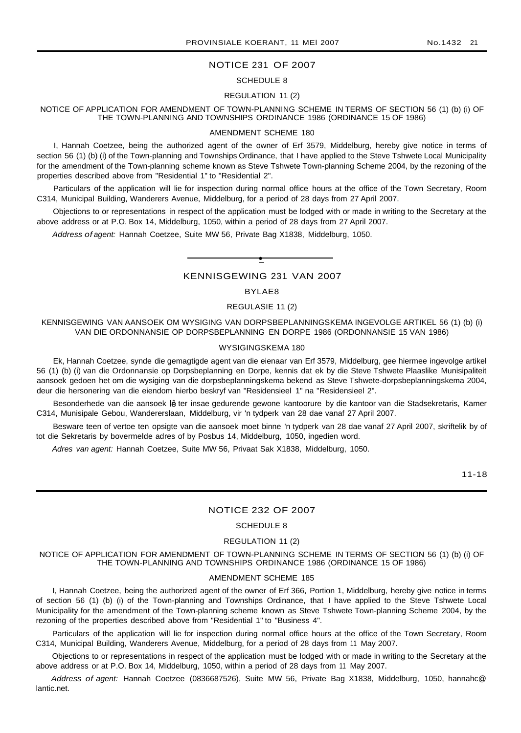## NOTICE 231 OF 2007

SCHEDULE 8

REGULATION 11 (2)

NOTICE OF APPLICATION FOR AMENDMENT OF TOWN-PLANNING SCHEME IN TERMS OF SECTION 56 (1) (b) (i) OF THE TOWN-PLANNING AND TOWNSHIPS ORDINANCE 1986 (ORDINANCE 15 OF 1986)

AMENDMENT SCHEME 180

I, Hannah Coetzee, being the authorized agent of the owner of Erf 3579, Middelburg, hereby give notice in terms of section 56 (1) (b) (i) of the Town-planning and Townships Ordinance, that I have applied to the Steve Tshwete Local Municipality for the amendment of the Town-planning scheme known as Steve Tshwete Town-planning Scheme 2004, by the rezoning of the properties described above from "Residential 1" to "Residential 2".

Particulars of the application will lie for inspection during normal office hours at the office of the Town Secretary, Room C314, Municipal Building, Wanderers Avenue, Middelburg, for a period of 28 days from 27 April 2007.

Objections to or representations in respect of the application must be lodged with or made in writing to the Secretary at the above address or at P.O. Box 14, Middelburg, 1050, within a period of 28 days from 27 April 2007.

*Address of agent:* Hannah Coetzee, Suite MW 56, Private Bag X1838, Middelburg, 1050.

---

## KENNISGEWING 231 VAN 2007

BYLAE8

REGULASIE 11 (2)

KENNISGEWING VAN AANSOEK OM WYSIGING VAN DORPSBEPLANNINGSKEMA INGEVOLGE ARTIKEL 56 (1) (b) (i) VAN DIE ORDONNANSIE OP DORPSBEPLANNING EN DORPE 1986 (ORDONNANSIE 15 VAN 1986)

WYSIGINGSKEMA 180

Ek, Hannah Coetzee, synde die gemagtigde agent van die eienaar van Erf 3579, Middelburg, gee hiermee ingevolge artikel 56 (1) (b) (i) van die Ordonnansie op Dorpsbeplanning en Dorpe, kennis dat ek by die Steve Tshwete Plaaslike Munisipaliteit aansoek gedoen het om die wysiging van die dorpsbeplanningskema bekend as Steve Tshwete-dorpsbeplanningskema 2004, deur die hersonering van die eiendom hierbo beskryf van "Residensieel 1" na "Residensieel 2".

Besonderhede van die aansoek lê ter insae gedurende gewone kantoorure by die kantoor van die Stadsekretaris, Kamer C314, Munisipale Gebou, Wandererslaan, Middelburg, vir 'n tydperk van 28 dae vanaf 27 April 2007.

Besware teen of vertoe ten opsigte van die aansoek moet binne 'n tydperk van 28 dae vanaf 27 April 2007, skriftelik by of tot die Sekretaris by bovermelde adres of by Posbus 14, Middelburg, 1050, ingedien word.

*Adres van agent:* Hannah Coetzee, Suite MW 56, Privaat Sak X1838, Middelburg, 1050.

11-18

---

## NOTICE 232 OF 2007

SCHEDULE 8

REGULATION 11 (2)

NOTICE OF APPLICATION FOR AMENDMENT OF TOWN-PLANNING SCHEME IN TERMS OF SECTION 56 (1) (b) (i) OF THE TOWN-PLANNING AND TOWNSHIPS ORDINANCE 1986 (ORDINANCE 15 OF 1986)

AMENDMENT SCHEME 185

I, Hannah Coetzee, being the authorized agent of the owner of Erf 366, Portion 1, Middelburg, hereby give notice in terms of section 56 (1) (b) (i) of the Town-planning and Townships Ordinance, that I have applied to the Steve Tshwete Local Municipality for the amendment of the Town-planning scheme known as Steve Tshwete Town-planning Scheme 2004, by the rezoning of the properties described above from "Residential 1" to "Business 4".

Particulars of the application will lie for inspection during normal office hours at the office of the Town Secretary, Room C314, Municipal Building, Wanderers Avenue, Middelburg, for a period of 28 days from 11 May 2007.

Objections to or representations in respect of the application must be lodged with or made in writing to the Secretary at the above address or at P.O. Box 14, Middelburg, 1050, within a period of 28 days from 11 May 2007.

*Address of agent:* Hannah Coetzee (0836687526), Suite MW 56, Private Bag X1838, Middelburg, 1050, hannahc@lantic.net.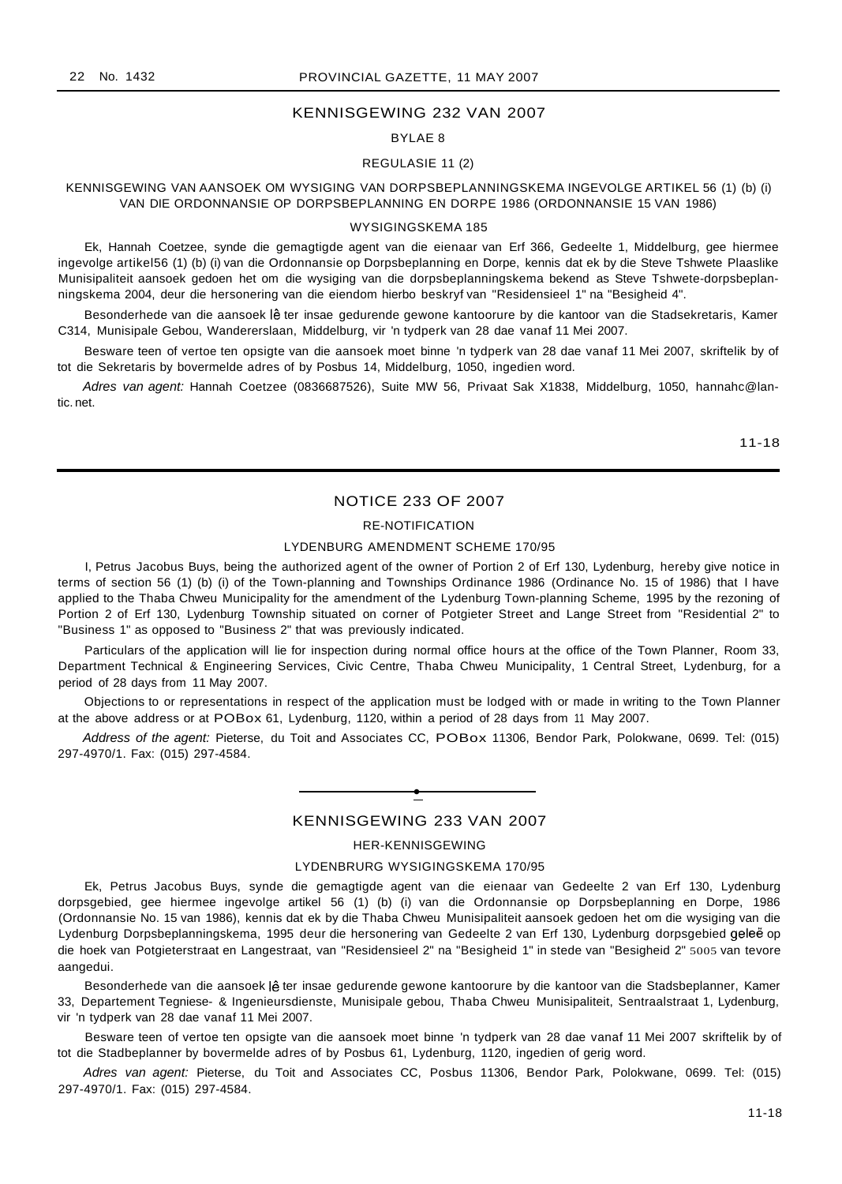## KENNISGEWING 232 VAN 2007

BYLAE 8

REGULASIE 11 (2)

KENNISGEWING VAN AANSOEK OM WYSIGING VAN DORPSBEPLANNINGSKEMA INGEVOLGE ARTIKEL 56 (1) (b) (i) VAN DIE ORDONNANSIE OP DORPSBEPLANNING EN DORPE 1986 (ORDONNANSIE 15 VAN 1986)

WYSIGINGSKEMA 185

Ek, Hannah Coetzee, synde die gemagtigde agent van die eienaar van Erf 366, Gedeelte 1, Middelburg, gee hiermee ingevolge artikel56 (1) (b) (i) van die Ordonnansie op Dorpsbeplanning en Dorpe, kennis dat ek by die Steve Tshwete Plaaslike Munisipaliteit aansoek gedoen het om die wysiging van die dorpsbeplanningskema bekend as Steve Tshwete-dorpsbeplanningskema 2004, deur die hersonering van die eiendom hierbo beskryf van "Residensieel 1" na "Besigheid 4".

Besonderhede van die aansoek lê ter insae gedurende gewone kantoorure by die kantoor van die Stadsekretaris, Kamer C314, Munisipale Gebou, Wandererslaan, Middelburg, vir 'n tydperk van 28 dae vanaf 11 Mei 2007.

Besware teen of vertoe ten opsigte van die aansoek moet binne 'n tydperk van 28 dae vanaf 11 Mei 2007, skriftelik by of tot die Sekretaris by bovermelde adres of by Posbus 14, Middelburg, 1050, ingedien word.

*Adres van agent:* Hannah Coetzee (0836687526), Suite MW 56, Privaat Sak X1838, Middelburg, 1050, hannahc@lantic.net.

11-18

## NOTICE 233 OF 2007

RE-NOTIFICATION

LYDENBURG AMENDMENT SCHEME 170/95

I, Petrus Jacobus Buys, being the authorized agent of the owner of Portion 2 of Erf 130, Lydenburg, hereby give notice in terms of section 56 (1) (b) (i) of the Town-planning and Townships Ordinance 1986 (Ordinance No. 15 of 1986) that I have applied to the Thaba Chweu Municipality for the amendment of the Lydenburg Town-planning Scheme, 1995 by the rezoning of Portion 2 of Erf 130, Lydenburg Township situated on corner of Potgieter Street and Lange Street from "Residential 2" to "Business 1" as opposed to "Business 2" that was previously indicated.

Particulars of the application will lie for inspection during normal office hours at the office of the Town Planner, Room 33, Department Technical & Engineering Services, Civic Centre, Thaba Chweu Municipality, 1 Central Street, Lydenburg, for a period of 28 days from 11 May 2007.

Objections to or representations in respect of the application must be lodged with or made in writing to the Town Planner at the above address or at POBox 61, Lydenburg, 1120, within a period of 28 days from 11 May 2007.

*Address of the agent:* Pieterse, du Toit and Associates CC, POBox 11306, Bendor Park, Polokwane, 0699. Tel: (015) 297-4970/1. Fax: (015) 297-4584.

## KENNISGEWING 233 VAN 2007

HER-KENNISGEWING

LYDENBRURG WYSIGINGSKEMA 170/95

Ek, Petrus Jacobus Buys, synde die gemagtigde agent van die eienaar van Gedeelte 2 van Erf 130, Lydenburg dorpsgebied, gee hiermee ingevolge artikel 56 (1) (b) (i) van die Ordonnansie op Dorpsbeplanning en Dorpe, 1986 (Ordonnansie No. 15 van 1986), kennis dat ek by die Thaba Chweu Munisipaliteit aansoek gedoen het om die wysiging van die Lydenburg Dorpsbeplanningskema, 1995 deur die hersonering van Gedeelte 2 van Erf 130, Lydenburg dorpsgebied geleë op die hoek van Potgieterstraat en Langestraat, van "Residensieel 2" na "Besigheid 1" in stede van "Besigheid 2" 5005 van tevore aangedui.

Besonderhede van die aansoek lê ter insae gedurende gewone kantoorure by die kantoor van die Stadsbeplanner, Kamer 33, Departement Tegniese- & Ingenieursdienste, Munisipale gebou, Thaba Chweu Munisipaliteit, Sentraalstraat 1, Lydenburg, vir 'n tydperk van 28 dae vanaf 11 Mei 2007.

Besware teen of vertoe ten opsigte van die aansoek moet binne 'n tydperk van 28 dae vanaf 11 Mei 2007 skriftelik by of tot die Stadbeplanner by bovermelde adres of by Posbus 61, Lydenburg, 1120, ingedien of gerig word.

*Adres van agent:* Pieterse, du Toit and Associates CC, Posbus 11306, Bendor Park, Polokwane, 0699. Tel: (015) 297-4970/1. Fax: (015) 297-4584.

11-18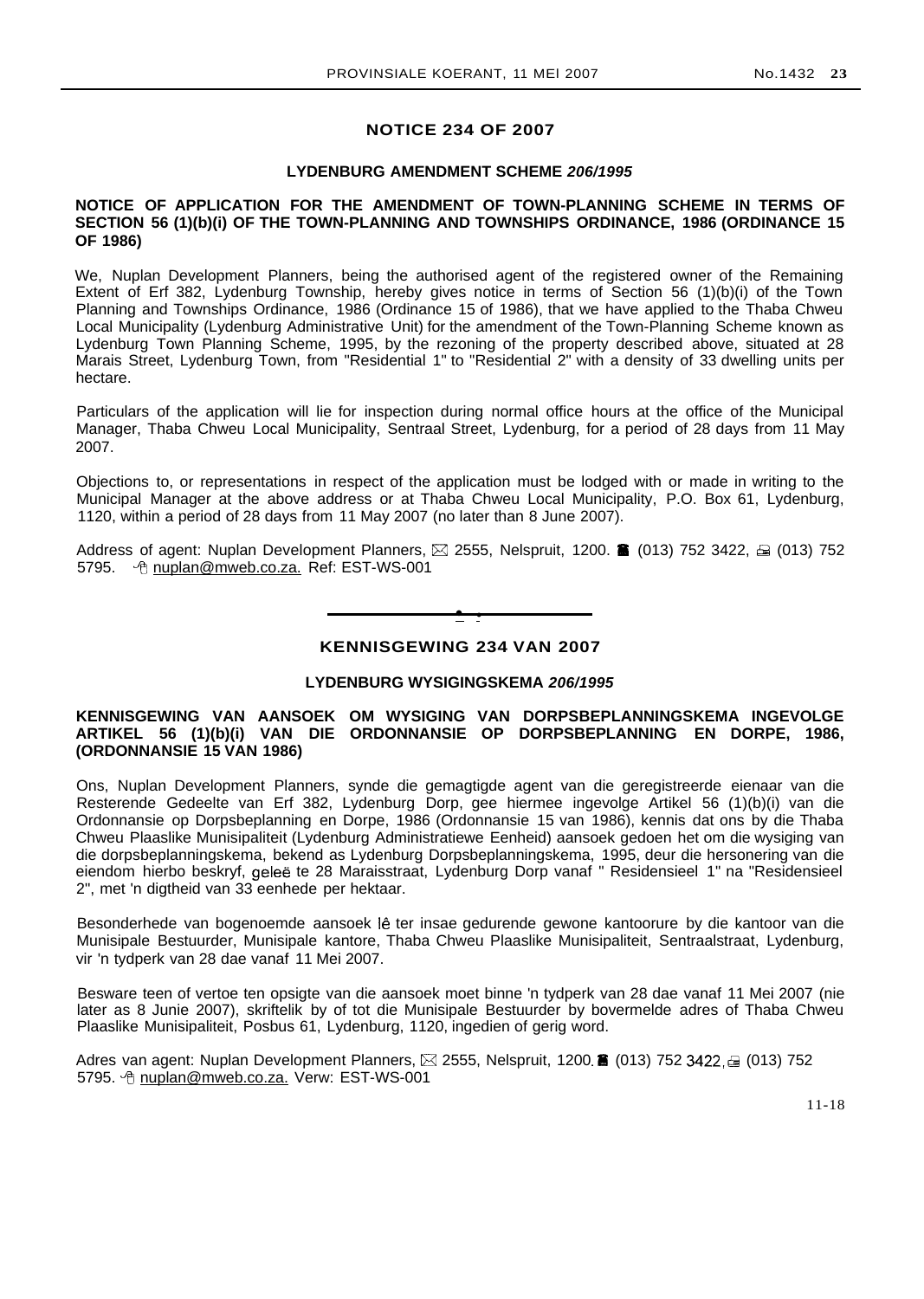## NOTICE 234 OF 2007

### LYDENBURG AMENDMENT SCHEME *206/1995*

**NOTICE OF APPLICATION FOR THE AMENDMENT OF TOWN-PLANNING SCHEME IN TERMS OF SECTION 56 (1)(b)(i) OF THE TOWN-PLANNING AND TOWNSHIPS ORDINANCE, 1986 (ORDINANCE 15 OF 1986)**

We, Nuplan Development Planners, being the authorised agent of the registered owner of the Remaining Extent of Erf 382, Lydenburg Township, hereby gives notice in terms of Section 56 (1)(b)(i) of the Town Planning and Townships Ordinance, 1986 (Ordinance 15 of 1986), that we have applied to the Thaba Chweu Local Municipality (Lydenburg Administrative Unit) for the amendment of the Town-Planning Scheme known as Lydenburg Town Planning Scheme, 1995, by the rezoning of the property described above, situated at 28 Marais Street, Lydenburg Town, from "Residential 1" to "Residential 2" with a density of 33 dwelling units per hectare.

Particulars of the application will lie for inspection during normal office hours at the office of the Municipal Manager, Thaba Chweu Local Municipality, Sentraal Street, Lydenburg, for a period of 28 days from 11 May 2007.

Objections to, or representations in respect of the application must be lodged with or made in writing to the Municipal Manager at the above address or at Thaba Chweu Local Municipality, P.O. Box 61, Lydenburg, 1120, within a period of 28 days from 11 May 2007 (no later than 8 June 2007).

Address of agent: Nuplan Development Planners, ⊠ 2555, Nelspruit, 1200. ☎ (013) 752 3422, 🖷 (013) 752 5795. nuplan@mweb.co.za. Ref: EST-WS-001

---

## KENNISGEWING 234 VAN 2007

### LYDENBURG WYSIGINGSKEMA *206/1995*

**KENNISGEWING VAN AANSOEK OM WYSIGING VAN DORPSBEPLANNINGSKEMA INGEVOLGE ARTIKEL 56 (1)(b)(i) VAN DIE ORDONNANSIE OP DORPSBEPLANNING EN DORPE, 1986, (ORDONNANSIE 15 VAN 1986)**

Ons, Nuplan Development Planners, synde die gemagtigde agent van die geregistreerde eienaar van die Resterende Gedeelte van Erf 382, Lydenburg Dorp, gee hiermee ingevolge Artikel 56 (1)(b)(i) van die Ordonnansie op Dorpsbeplanning en Dorpe, 1986 (Ordonnansie 15 van 1986), kennis dat ons by die Thaba Chweu Plaaslike Munisipaliteit (Lydenburg Administratiewe Eenheid) aansoek gedoen het om die wysiging van die dorpsbeplanningskema, bekend as Lydenburg Dorpsbeplanningskema, 1995, deur die hersonering van die eiendom hierbo beskryf, geleë te 28 Maraisstraat, Lydenburg Dorp vanaf " Residensieel 1" na "Residensieel 2", met 'n digtheid van 33 eenhede per hektaar.

Besonderhede van bogenoemde aansoek lê ter insae gedurende gewone kantoorure by die kantoor van die Munisipale Bestuurder, Munisipale kantore, Thaba Chweu Plaaslike Munisipaliteit, Sentraalstraat, Lydenburg, vir 'n tydperk van 28 dae vanaf 11 Mei 2007.

Besware teen of vertoe ten opsigte van die aansoek moet binne 'n tydperk van 28 dae vanaf 11 Mei 2007 (nie later as 8 Junie 2007), skriftelik by of tot die Munisipale Bestuurder by bovermelde adres of Thaba Chweu Plaaslike Munisipaliteit, Posbus 61, Lydenburg, 1120, ingedien of gerig word.

Adres van agent: Nuplan Development Planners, ⊠ 2555, Nelspruit, 1200. ☎ (013) 752 3422, 🖷 (013) 752 5795. nuplan@mweb.co.za. Verw: EST-WS-001

11-18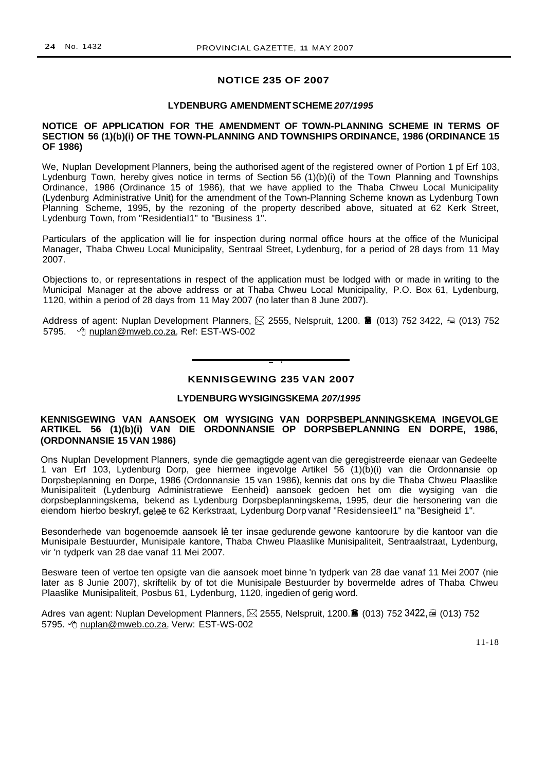## NOTICE 235 OF 2007

### LYDENBURG AMENDMENT SCHEME *207/1995*

**NOTICE OF APPLICATION FOR THE AMENDMENT OF TOWN-PLANNING SCHEME IN TERMS OF SECTION 56 (1)(b)(i) OF THE TOWN-PLANNING AND TOWNSHIPS ORDINANCE, 1986 (ORDINANCE 15 OF 1986)**

We, Nuplan Development Planners, being the authorised agent of the registered owner of Portion 1 pf Erf 103, Lydenburg Town, hereby gives notice in terms of Section 56 (1)(b)(i) of the Town Planning and Townships Ordinance, 1986 (Ordinance 15 of 1986), that we have applied to the Thaba Chweu Local Municipality (Lydenburg Administrative Unit) for the amendment of the Town-Planning Scheme known as Lydenburg Town Planning Scheme, 1995, by the rezoning of the property described above, situated at 62 Kerk Street, Lydenburg Town, from "Residential1" to "Business 1".

Particulars of the application will lie for inspection during normal office hours at the office of the Municipal Manager, Thaba Chweu Local Municipality, Sentraal Street, Lydenburg, for a period of 28 days from 11 May 2007.

Objections to, or representations in respect of the application must be lodged with or made in writing to the Municipal Manager at the above address or at Thaba Chweu Local Municipality, P.O. Box 61, Lydenburg, 1120, within a period of 28 days from 11 May 2007 (no later than 8 June 2007).

Address of agent: Nuplan Development Planners, ✉ 2555, Nelspruit, 1200. ☎ (013) 752 3422, 🖷 (013) 752 5795. nuplan@mweb.co.za. Ref: EST-WS-002

---

## KENNISGEWING 235 VAN 2007

### LYDENBURG WYSIGINGSKEMA *207/1995*

**KENNISGEWING VAN AANSOEK OM WYSIGING VAN DORPSBEPLANNINGSKEMA INGEVOLGE ARTIKEL 56 (1)(b)(i) VAN DIE ORDONNANSIE OP DORPSBEPLANNING EN DORPE, 1986, (ORDONNANSIE 15 VAN 1986)**

Ons Nuplan Development Planners, synde die gemagtigde agent van die geregistreerde eienaar van Gedeelte 1 van Erf 103, Lydenburg Dorp, gee hiermee ingevolge Artikel 56 (1)(b)(i) van die Ordonnansie op Dorpsbeplanning en Dorpe, 1986 (Ordonnansie 15 van 1986), kennis dat ons by die Thaba Chweu Plaaslike Munisipaliteit (Lydenburg Administratiewe Eenheid) aansoek gedoen het om die wysiging van die dorpsbeplanningskema, bekend as Lydenburg Dorpsbeplanningskema, 1995, deur die hersonering van die eiendom hierbo beskryf, geleë te 62 Kerkstraat, Lydenburg Dorp vanaf "Residensieel1" na "Besigheid 1".

Besonderhede van bogenoemde aansoek lê ter insae gedurende gewone kantoorure by die kantoor van die Munisipale Bestuurder, Munisipale kantore, Thaba Chweu Plaaslike Munisipaliteit, Sentraalstraat, Lydenburg, vir 'n tydperk van 28 dae vanaf 11 Mei 2007.

Besware teen of vertoe ten opsigte van die aansoek moet binne 'n tydperk van 28 dae vanaf 11 Mei 2007 (nie later as 8 Junie 2007), skriftelik by of tot die Munisipale Bestuurder by bovermelde adres of Thaba Chweu Plaaslike Munisipaliteit, Posbus 61, Lydenburg, 1120, ingedien of gerig word.

Adres van agent: Nuplan Development Planners, ✉ 2555, Nelspruit, 1200. ☎ (013) 752 3422, 🖷 (013) 752 5795. nuplan@mweb.co.za. Verw: EST-WS-002

11-18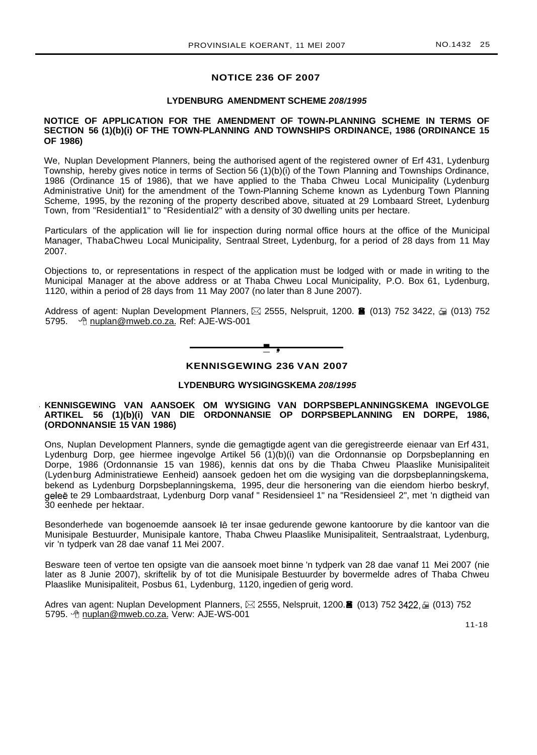## NOTICE 236 OF 2007

### LYDENBURG AMENDMENT SCHEME *208/1995*

**NOTICE OF APPLICATION FOR THE AMENDMENT OF TOWN-PLANNING SCHEME IN TERMS OF SECTION 56 (1)(b)(i) OF THE TOWN-PLANNING AND TOWNSHIPS ORDINANCE, 1986 (ORDINANCE 15 OF 1986)**

We, Nuplan Development Planners, being the authorised agent of the registered owner of Erf 431, Lydenburg Township, hereby gives notice in terms of Section 56 (1)(b)(i) of the Town Planning and Townships Ordinance, 1986 (Ordinance 15 of 1986), that we have applied to the Thaba Chweu Local Municipality (Lydenburg Administrative Unit) for the amendment of the Town-Planning Scheme known as Lydenburg Town Planning Scheme, 1995, by the rezoning of the property described above, situated at 29 Lombaard Street, Lydenburg Town, from "Residential1" to "Residential2" with a density of 30 dwelling units per hectare.

Particulars of the application will lie for inspection during normal office hours at the office of the Municipal Manager, ThabaChweu Local Municipality, Sentraal Street, Lydenburg, for a period of 28 days from 11 May 2007.

Objections to, or representations in respect of the application must be lodged with or made in writing to the Municipal Manager at the above address or at Thaba Chweu Local Municipality, P.O. Box 61, Lydenburg, 1120, within a period of 28 days from 11 May 2007 (no later than 8 June 2007).

Address of agent: Nuplan Development Planners, ✉ 2555, Nelspruit, 1200. ☎ (013) 752 3422, 📠 (013) 752 5795. nuplan@mweb.co.za. Ref: AJE-WS-001

---

## KENNISGEWING 236 VAN 2007

### LYDENBURG WYSIGINGSKEMA *208/1995*

**KENNISGEWING VAN AANSOEK OM WYSIGING VAN DORPSBEPLANNINGSKEMA INGEVOLGE ARTIKEL 56 (1)(b)(i) VAN DIE ORDONNANSIE OP DORPSBEPLANNING EN DORPE, 1986, (ORDONNANSIE 15 VAN 1986)**

Ons, Nuplan Development Planners, synde die gemagtigde agent van die geregistreerde eienaar van Erf 431, Lydenburg Dorp, gee hiermee ingevolge Artikel 56 (1)(b)(i) van die Ordonnansie op Dorpsbeplanning en Dorpe, 1986 (Ordonnansie 15 van 1986), kennis dat ons by die Thaba Chweu Plaaslike Munisipaliteit (Lydenburg Administratiewe Eenheid) aansoek gedoen het om die wysiging van die dorpsbeplanningskema, bekend as Lydenburg Dorpsbeplanningskema, 1995, deur die hersonering van die eiendom hierbo beskryf, geleë te 29 Lombaardstraat, Lydenburg Dorp vanaf " Residensieel 1" na "Residensieel 2", met 'n digtheid van 30 eenhede per hektaar.

Besonderhede van bogenoemde aansoek lê ter insae gedurende gewone kantoorure by die kantoor van die Munisipale Bestuurder, Munisipale kantore, Thaba Chweu Plaaslike Munisipaliteit, Sentraalstraat, Lydenburg, vir 'n tydperk van 28 dae vanaf 11 Mei 2007.

Besware teen of vertoe ten opsigte van die aansoek moet binne 'n tydperk van 28 dae vanaf 11 Mei 2007 (nie later as 8 Junie 2007), skriftelik by of tot die Munisipale Bestuurder by bovermelde adres of Thaba Chweu Plaaslike Munisipaliteit, Posbus 61, Lydenburg, 1120, ingedien of gerig word.

Adres van agent: Nuplan Development Planners, ✉ 2555, Nelspruit, 1200. ☎ (013) 752 3422, 📠 (013) 752 5795. nuplan@mweb.co.za. Verw: AJE-WS-001

11-18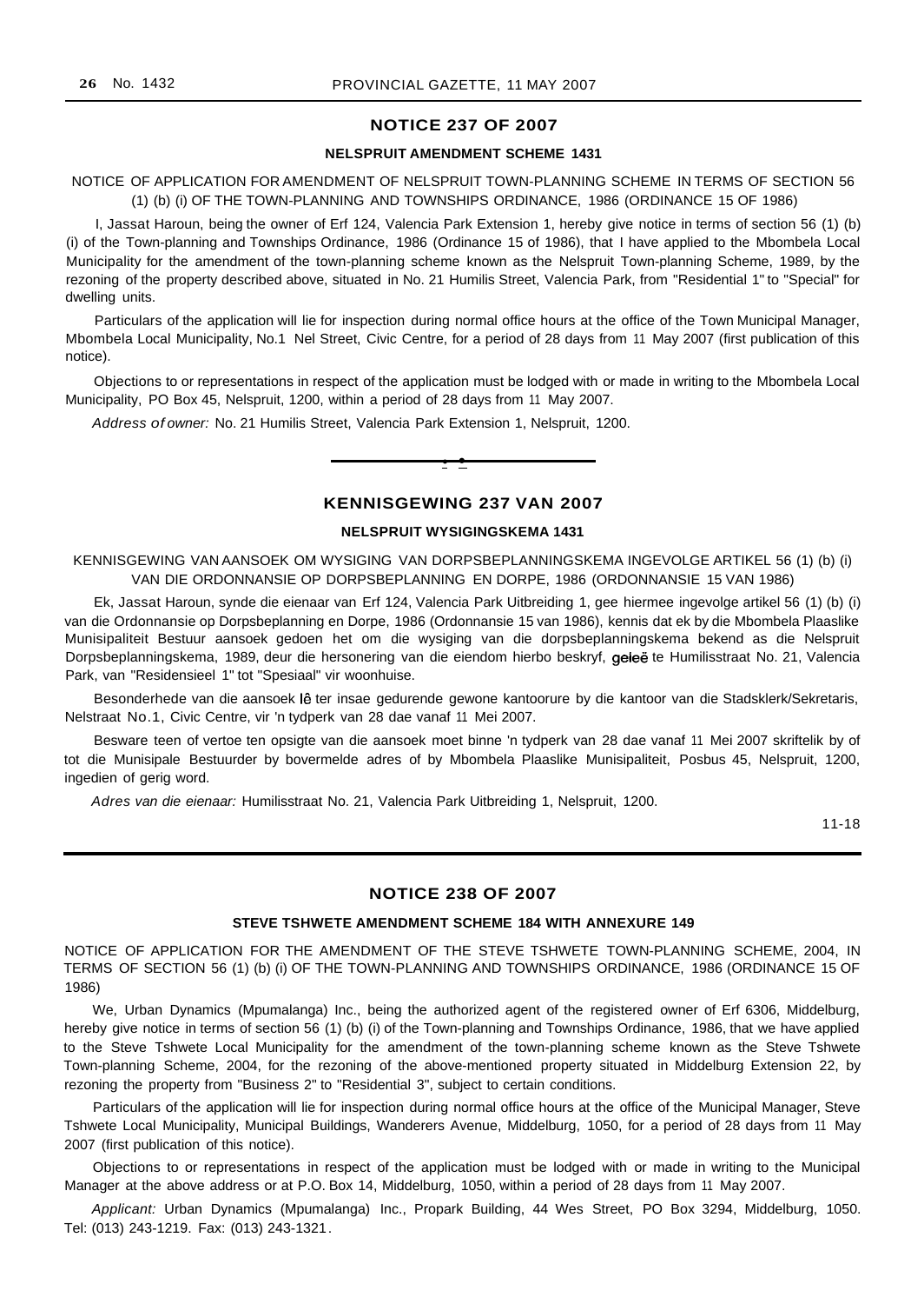## NOTICE 237 OF 2007

### NELSPRUIT AMENDMENT SCHEME 1431

NOTICE OF APPLICATION FOR AMENDMENT OF NELSPRUIT TOWN-PLANNING SCHEME IN TERMS OF SECTION 56 (1) (b) (i) OF THE TOWN-PLANNING AND TOWNSHIPS ORDINANCE, 1986 (ORDINANCE 15 OF 1986)

I, Jassat Haroun, being the owner of Erf 124, Valencia Park Extension 1, hereby give notice in terms of section 56 (1) (b) (i) of the Town-planning and Townships Ordinance, 1986 (Ordinance 15 of 1986), that I have applied to the Mbombela Local Municipality for the amendment of the town-planning scheme known as the Nelspruit Town-planning Scheme, 1989, by the rezoning of the property described above, situated in No. 21 Humilis Street, Valencia Park, from "Residential 1" to "Special" for dwelling units.

Particulars of the application will lie for inspection during normal office hours at the office of the Town Municipal Manager, Mbombela Local Municipality, No.1 Nel Street, Civic Centre, for a period of 28 days from 11 May 2007 (first publication of this notice).

Objections to or representations in respect of the application must be lodged with or made in writing to the Mbombela Local Municipality, PO Box 45, Nelspruit, 1200, within a period of 28 days from 11 May 2007.

*Address of owner:* No. 21 Humilis Street, Valencia Park Extension 1, Nelspruit, 1200.

---

## KENNISGEWING 237 VAN 2007

### NELSPRUIT WYSIGINGSKEMA 1431

KENNISGEWING VAN AANSOEK OM WYSIGING VAN DORPSBEPLANNINGSKEMA INGEVOLGE ARTIKEL 56 (1) (b) (i) VAN DIE ORDONNANSIE OP DORPSBEPLANNING EN DORPE, 1986 (ORDONNANSIE 15 VAN 1986)

Ek, Jassat Haroun, synde die eienaar van Erf 124, Valencia Park Uitbreiding 1, gee hiermee ingevolge artikel 56 (1) (b) (i) van die Ordonnansie op Dorpsbeplanning en Dorpe, 1986 (Ordonnansie 15 van 1986), kennis dat ek by die Mbombela Plaaslike Munisipaliteit Bestuur aansoek gedoen het om die wysiging van die dorpsbeplanningskema bekend as die Nelspruit Dorpsbeplanningskema, 1989, deur die hersonering van die eiendom hierbo beskryf, geleë te Humilisstraat No. 21, Valencia Park, van "Residensieel 1" tot "Spesiaal" vir woonhuise.

Besonderhede van die aansoek lê ter insae gedurende gewone kantoorure by die kantoor van die Stadsklerk/Sekretaris, Nelstraat No.1, Civic Centre, vir 'n tydperk van 28 dae vanaf 11 Mei 2007.

Besware teen of vertoe ten opsigte van die aansoek moet binne 'n tydperk van 28 dae vanaf 11 Mei 2007 skriftelik by of tot die Munisipale Bestuurder by bovermelde adres of by Mbombela Plaaslike Munisipaliteit, Posbus 45, Nelspruit, 1200, ingedien of gerig word.

*Adres van die eienaar:* Humilisstraat No. 21, Valencia Park Uitbreiding 1, Nelspruit, 1200.

11-18

---

## NOTICE 238 OF 2007

### STEVE TSHWETE AMENDMENT SCHEME 184 WITH ANNEXURE 149

NOTICE OF APPLICATION FOR THE AMENDMENT OF THE STEVE TSHWETE TOWN-PLANNING SCHEME, 2004, IN TERMS OF SECTION 56 (1) (b) (i) OF THE TOWN-PLANNING AND TOWNSHIPS ORDINANCE, 1986 (ORDINANCE 15 OF 1986)

We, Urban Dynamics (Mpumalanga) Inc., being the authorized agent of the registered owner of Erf 6306, Middelburg, hereby give notice in terms of section 56 (1) (b) (i) of the Town-planning and Townships Ordinance, 1986, that we have applied to the Steve Tshwete Local Municipality for the amendment of the town-planning scheme known as the Steve Tshwete Town-planning Scheme, 2004, for the rezoning of the above-mentioned property situated in Middelburg Extension 22, by rezoning the property from "Business 2" to "Residential 3", subject to certain conditions.

Particulars of the application will lie for inspection during normal office hours at the office of the Municipal Manager, Steve Tshwete Local Municipality, Municipal Buildings, Wanderers Avenue, Middelburg, 1050, for a period of 28 days from 11 May 2007 (first publication of this notice).

Objections to or representations in respect of the application must be lodged with or made in writing to the Municipal Manager at the above address or at P.O. Box 14, Middelburg, 1050, within a period of 28 days from 11 May 2007.

*Applicant:* Urban Dynamics (Mpumalanga) Inc., Propark Building, 44 Wes Street, PO Box 3294, Middelburg, 1050. Tel: (013) 243-1219. Fax: (013) 243-1321.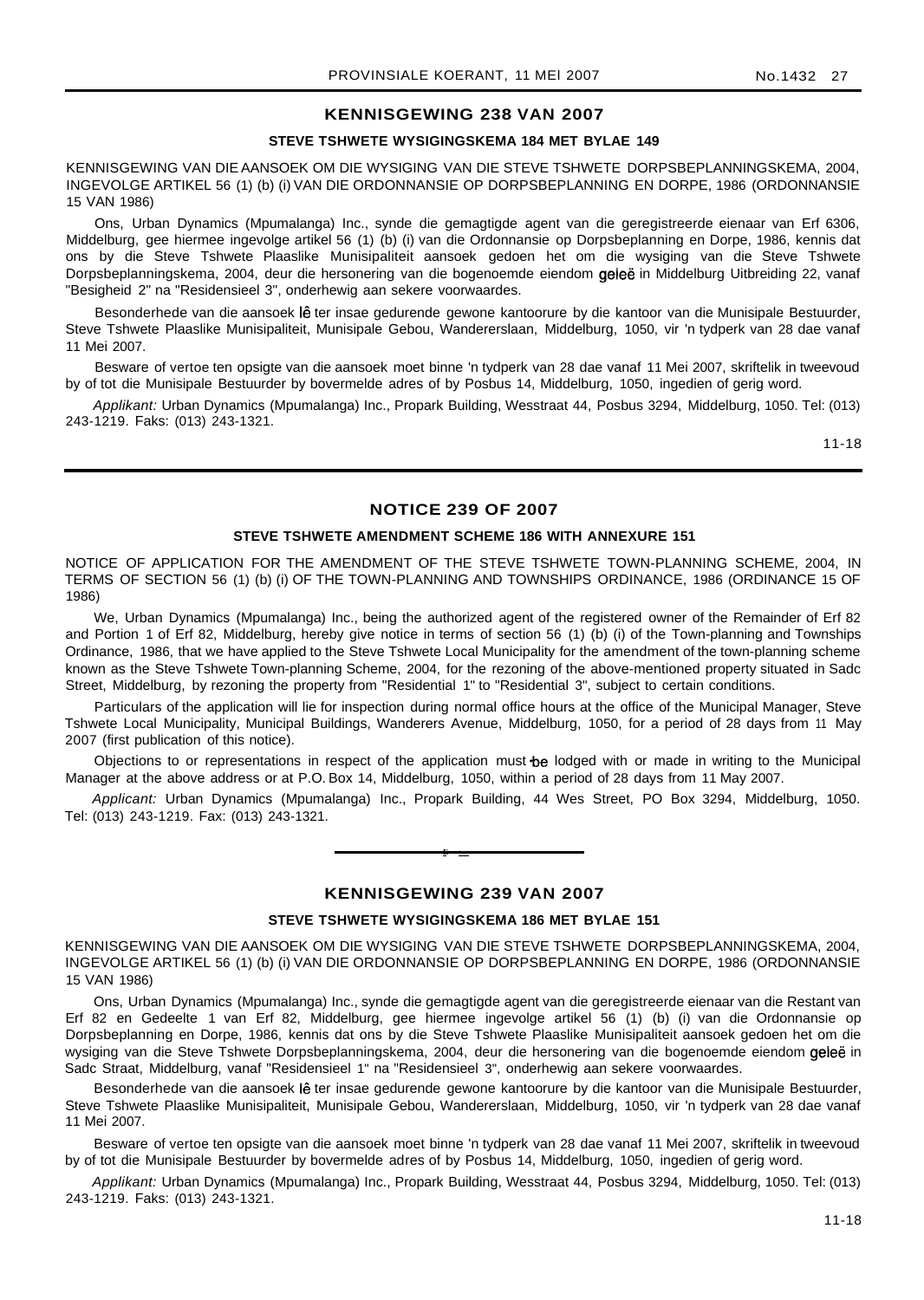## KENNISGEWING 238 VAN 2007

### STEVE TSHWETE WYSIGINGSKEMA 184 MET BYLAE 149

KENNISGEWING VAN DIE AANSOEK OM DIE WYSIGING VAN DIE STEVE TSHWETE DORPSBEPLANNINGSKEMA, 2004, INGEVOLGE ARTIKEL 56 (1) (b) (i) VAN DIE ORDONNANSIE OP DORPSBEPLANNING EN DORPE, 1986 (ORDONNANSIE 15 VAN 1986)

Ons, Urban Dynamics (Mpumalanga) Inc., synde die gemagtigde agent van die geregistreerde eienaar van Erf 6306, Middelburg, gee hiermee ingevolge artikel 56 (1) (b) (i) van die Ordonnansie op Dorpsbeplanning en Dorpe, 1986, kennis dat ons by die Steve Tshwete Plaaslike Munisipaliteit aansoek gedoen het om die wysiging van die Steve Tshwete Dorpsbeplanningskema, 2004, deur die hersonering van die bogenoemde eiendom geleë in Middelburg Uitbreiding 22, vanaf "Besigheid 2" na "Residensieel 3", onderhewig aan sekere voorwaardes.

Besonderhede van die aansoek lê ter insae gedurende gewone kantoorure by die kantoor van die Munisipale Bestuurder, Steve Tshwete Plaaslike Munisipaliteit, Munisipale Gebou, Wandererslaan, Middelburg, 1050, vir 'n tydperk van 28 dae vanaf 11 Mei 2007.

Besware of vertoe ten opsigte van die aansoek moet binne 'n tydperk van 28 dae vanaf 11 Mei 2007, skriftelik in tweevoud by of tot die Munisipale Bestuurder by bovermelde adres of by Posbus 14, Middelburg, 1050, ingedien of gerig word.

*Applikant:* Urban Dynamics (Mpumalanga) Inc., Propark Building, Wesstraat 44, Posbus 3294, Middelburg, 1050. Tel: (013) 243-1219. Faks: (013) 243-1321.

11-18

---

## NOTICE 239 OF 2007

### STEVE TSHWETE AMENDMENT SCHEME 186 WITH ANNEXURE 151

NOTICE OF APPLICATION FOR THE AMENDMENT OF THE STEVE TSHWETE TOWN-PLANNING SCHEME, 2004, IN TERMS OF SECTION 56 (1) (b) (i) OF THE TOWN-PLANNING AND TOWNSHIPS ORDINANCE, 1986 (ORDINANCE 15 OF 1986)

We, Urban Dynamics (Mpumalanga) Inc., being the authorized agent of the registered owner of the Remainder of Erf 82 and Portion 1 of Erf 82, Middelburg, hereby give notice in terms of section 56 (1) (b) (i) of the Town-planning and Townships Ordinance, 1986, that we have applied to the Steve Tshwete Local Municipality for the amendment of the town-planning scheme known as the Steve Tshwete Town-planning Scheme, 2004, for the rezoning of the above-mentioned property situated in Sadc Street, Middelburg, by rezoning the property from "Residential 1" to "Residential 3", subject to certain conditions.

Particulars of the application will lie for inspection during normal office hours at the office of the Municipal Manager, Steve Tshwete Local Municipality, Municipal Buildings, Wanderers Avenue, Middelburg, 1050, for a period of 28 days from 11 May 2007 (first publication of this notice).

Objections to or representations in respect of the application must be lodged with or made in writing to the Municipal Manager at the above address or at P.O. Box 14, Middelburg, 1050, within a period of 28 days from 11 May 2007.

*Applicant:* Urban Dynamics (Mpumalanga) Inc., Propark Building, 44 Wes Street, PO Box 3294, Middelburg, 1050. Tel: (013) 243-1219. Fax: (013) 243-1321.

---

## KENNISGEWING 239 VAN 2007

### STEVE TSHWETE WYSIGINGSKEMA 186 MET BYLAE 151

KENNISGEWING VAN DIE AANSOEK OM DIE WYSIGING VAN DIE STEVE TSHWETE DORPSBEPLANNINGSKEMA, 2004, INGEVOLGE ARTIKEL 56 (1) (b) (i) VAN DIE ORDONNANSIE OP DORPSBEPLANNING EN DORPE, 1986 (ORDONNANSIE 15 VAN 1986)

Ons, Urban Dynamics (Mpumalanga) Inc., synde die gemagtigde agent van die geregistreerde eienaar van die Restant van Erf 82 en Gedeelte 1 van Erf 82, Middelburg, gee hiermee ingevolge artikel 56 (1) (b) (i) van die Ordonnansie op Dorpsbeplanning en Dorpe, 1986, kennis dat ons by die Steve Tshwete Plaaslike Munisipaliteit aansoek gedoen het om die wysiging van die Steve Tshwete Dorpsbeplanningskema, 2004, deur die hersonering van die bogenoemde eiendom geleë in Sadc Straat, Middelburg, vanaf "Residensieel 1" na "Residensieel 3", onderhewig aan sekere voorwaardes.

Besonderhede van die aansoek lê ter insae gedurende gewone kantoorure by die kantoor van die Munisipale Bestuurder, Steve Tshwete Plaaslike Munisipaliteit, Munisipale Gebou, Wandererslaan, Middelburg, 1050, vir 'n tydperk van 28 dae vanaf 11 Mei 2007.

Besware of vertoe ten opsigte van die aansoek moet binne 'n tydperk van 28 dae vanaf 11 Mei 2007, skriftelik in tweevoud by of tot die Munisipale Bestuurder by bovermelde adres of by Posbus 14, Middelburg, 1050, ingedien of gerig word.

*Applikant:* Urban Dynamics (Mpumalanga) Inc., Propark Building, Wesstraat 44, Posbus 3294, Middelburg, 1050. Tel: (013) 243-1219. Faks: (013) 243-1321.

11-18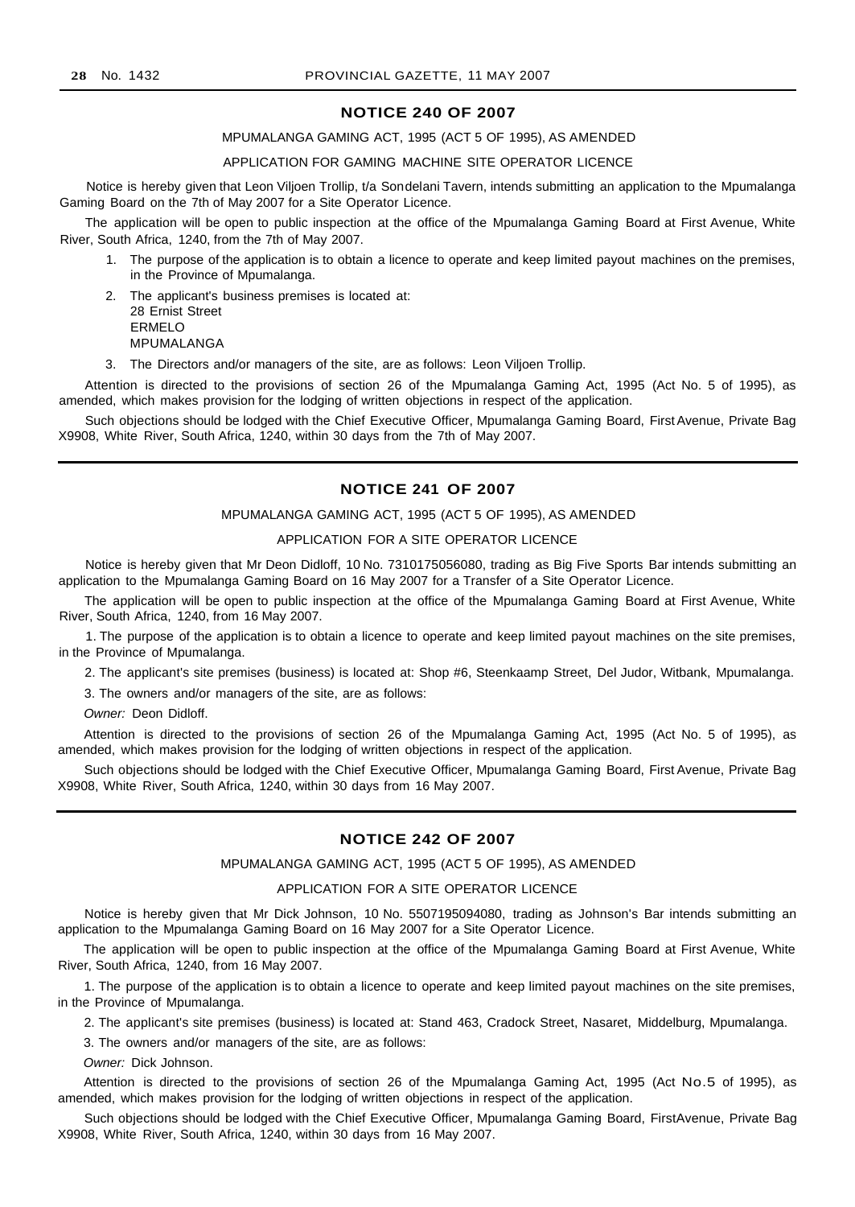## NOTICE 240 OF 2007

MPUMALANGA GAMING ACT, 1995 (ACT 5 OF 1995), AS AMENDED

APPLICATION FOR GAMING MACHINE SITE OPERATOR LICENCE

Notice is hereby given that Leon Viljoen Trollip, t/a Sondelani Tavern, intends submitting an application to the Mpumalanga Gaming Board on the 7th of May 2007 for a Site Operator Licence.

The application will be open to public inspection at the office of the Mpumalanga Gaming Board at First Avenue, White River, South Africa, 1240, from the 7th of May 2007.

1. The purpose of the application is to obtain a licence to operate and keep limited payout machines on the premises, in the Province of Mpumalanga.
2. The applicant's business premises is located at:
   28 Ernist Street
   ERMELO
   MPUMALANGA
3. The Directors and/or managers of the site, are as follows: Leon Viljoen Trollip.

Attention is directed to the provisions of section 26 of the Mpumalanga Gaming Act, 1995 (Act No. 5 of 1995), as amended, which makes provision for the lodging of written objections in respect of the application.

Such objections should be lodged with the Chief Executive Officer, Mpumalanga Gaming Board, First Avenue, Private Bag X9908, White River, South Africa, 1240, within 30 days from the 7th of May 2007.

## NOTICE 241 OF 2007

MPUMALANGA GAMING ACT, 1995 (ACT 5 OF 1995), AS AMENDED

APPLICATION FOR A SITE OPERATOR LICENCE

Notice is hereby given that Mr Deon Didloff, 10 No. 7310175056080, trading as Big Five Sports Bar intends submitting an application to the Mpumalanga Gaming Board on 16 May 2007 for a Transfer of a Site Operator Licence.

The application will be open to public inspection at the office of the Mpumalanga Gaming Board at First Avenue, White River, South Africa, 1240, from 16 May 2007.

1. The purpose of the application is to obtain a licence to operate and keep limited payout machines on the site premises, in the Province of Mpumalanga.

2. The applicant's site premises (business) is located at: Shop #6, Steenkaamp Street, Del Judor, Witbank, Mpumalanga.

3. The owners and/or managers of the site, are as follows:

*Owner:* Deon Didloff.

Attention is directed to the provisions of section 26 of the Mpumalanga Gaming Act, 1995 (Act No. 5 of 1995), as amended, which makes provision for the lodging of written objections in respect of the application.

Such objections should be lodged with the Chief Executive Officer, Mpumalanga Gaming Board, First Avenue, Private Bag X9908, White River, South Africa, 1240, within 30 days from 16 May 2007.

## NOTICE 242 OF 2007

MPUMALANGA GAMING ACT, 1995 (ACT 5 OF 1995), AS AMENDED

APPLICATION FOR A SITE OPERATOR LICENCE

Notice is hereby given that Mr Dick Johnson, 10 No. 5507195094080, trading as Johnson's Bar intends submitting an application to the Mpumalanga Gaming Board on 16 May 2007 for a Site Operator Licence.

The application will be open to public inspection at the office of the Mpumalanga Gaming Board at First Avenue, White River, South Africa, 1240, from 16 May 2007.

1. The purpose of the application is to obtain a licence to operate and keep limited payout machines on the site premises, in the Province of Mpumalanga.

2. The applicant's site premises (business) is located at: Stand 463, Cradock Street, Nasaret, Middelburg, Mpumalanga.

3. The owners and/or managers of the site, are as follows:

*Owner:* Dick Johnson.

Attention is directed to the provisions of section 26 of the Mpumalanga Gaming Act, 1995 (Act No.5 of 1995), as amended, which makes provision for the lodging of written objections in respect of the application.

Such objections should be lodged with the Chief Executive Officer, Mpumalanga Gaming Board, FirstAvenue, Private Bag X9908, White River, South Africa, 1240, within 30 days from 16 May 2007.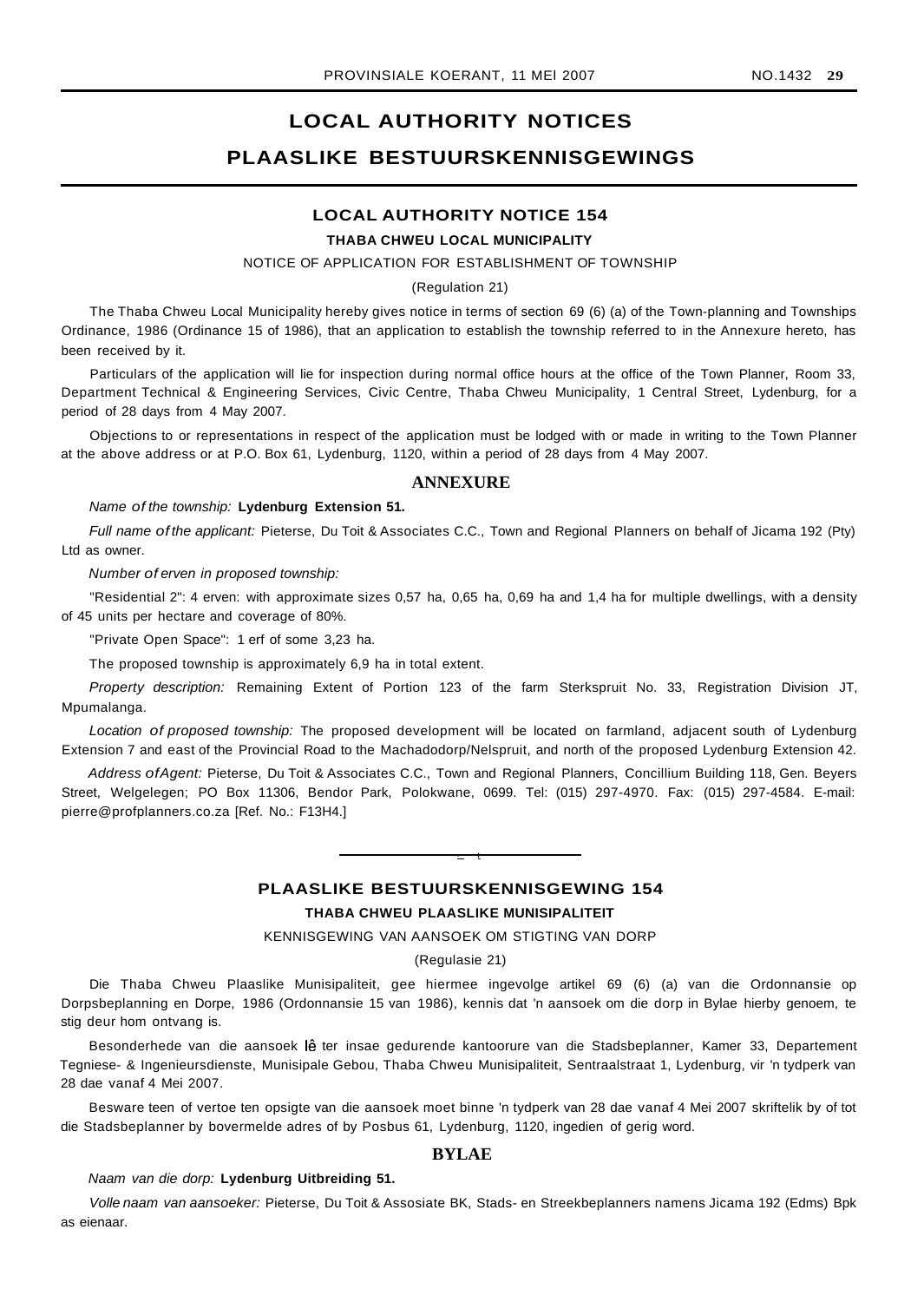# LOCAL AUTHORITY NOTICES

# PLAASLIKE BESTUURSKENNISGEWINGS

## LOCAL AUTHORITY NOTICE 154

### THABA CHWEU LOCAL MUNICIPALITY

NOTICE OF APPLICATION FOR ESTABLISHMENT OF TOWNSHIP

(Regulation 21)

The Thaba Chweu Local Municipality hereby gives notice in terms of section 69 (6) (a) of the Town-planning and Townships Ordinance, 1986 (Ordinance 15 of 1986), that an application to establish the township referred to in the Annexure hereto, has been received by it.

Particulars of the application will lie for inspection during normal office hours at the office of the Town Planner, Room 33, Department Technical & Engineering Services, Civic Centre, Thaba Chweu Municipality, 1 Central Street, Lydenburg, for a period of 28 days from 4 May 2007.

Objections to or representations in respect of the application must be lodged with or made in writing to the Town Planner at the above address or at P.O. Box 61, Lydenburg, 1120, within a period of 28 days from 4 May 2007.

### ANNEXURE

*Name of the township:* **Lydenburg Extension 51.**

*Full name of the applicant:* Pieterse, Du Toit & Associates C.C., Town and Regional Planners on behalf of Jicama 192 (Pty) Ltd as owner.

*Number of erven in proposed township:*

"Residential 2": 4 erven: with approximate sizes 0,57 ha, 0,65 ha, 0,69 ha and 1,4 ha for multiple dwellings, with a density of 45 units per hectare and coverage of 80%.

"Private Open Space": 1 erf of some 3,23 ha.

The proposed township is approximately 6,9 ha in total extent.

*Property description:* Remaining Extent of Portion 123 of the farm Sterkspruit No. 33, Registration Division JT, Mpumalanga.

*Location of proposed township:* The proposed development will be located on farmland, adjacent south of Lydenburg Extension 7 and east of the Provincial Road to the Machadodorp/Nelspruit, and north of the proposed Lydenburg Extension 42.

*Address of Agent:* Pieterse, Du Toit & Associates C.C., Town and Regional Planners, Concillium Building 118, Gen. Beyers Street, Welgelegen; PO Box 11306, Bendor Park, Polokwane, 0699. Tel: (015) 297-4970. Fax: (015) 297-4584. E-mail: pierre@profplanners.co.za [Ref. No.: F13H4.]

---

## PLAASLIKE BESTUURSKENNISGEWING 154

### THABA CHWEU PLAASLIKE MUNISIPALITEIT

KENNISGEWING VAN AANSOEK OM STIGTING VAN DORP

(Regulasie 21)

Die Thaba Chweu Plaaslike Munisipaliteit, gee hiermee ingevolge artikel 69 (6) (a) van die Ordonnansie op Dorpsbeplanning en Dorpe, 1986 (Ordonnansie 15 van 1986), kennis dat 'n aansoek om die dorp in Bylae hierby genoem, te stig deur hom ontvang is.

Besonderhede van die aansoek lê ter insae gedurende kantoorure van die Stadsbeplanner, Kamer 33, Departement Tegniese- & Ingenieursdienste, Munisipale Gebou, Thaba Chweu Munisipaliteit, Sentraalstraat 1, Lydenburg, vir 'n tydperk van 28 dae vanaf 4 Mei 2007.

Besware teen of vertoe ten opsigte van die aansoek moet binne 'n tydperk van 28 dae vanaf 4 Mei 2007 skriftelik by of tot die Stadsbeplanner by bovermelde adres of by Posbus 61, Lydenburg, 1120, ingedien of gerig word.

### BYLAE

*Naam van die dorp:* **Lydenburg Uitbreiding 51.**

*Volle naam van aansoeker:* Pieterse, Du Toit & Assosiate BK, Stads- en Streekbeplanners namens Jicama 192 (Edms) Bpk as eienaar.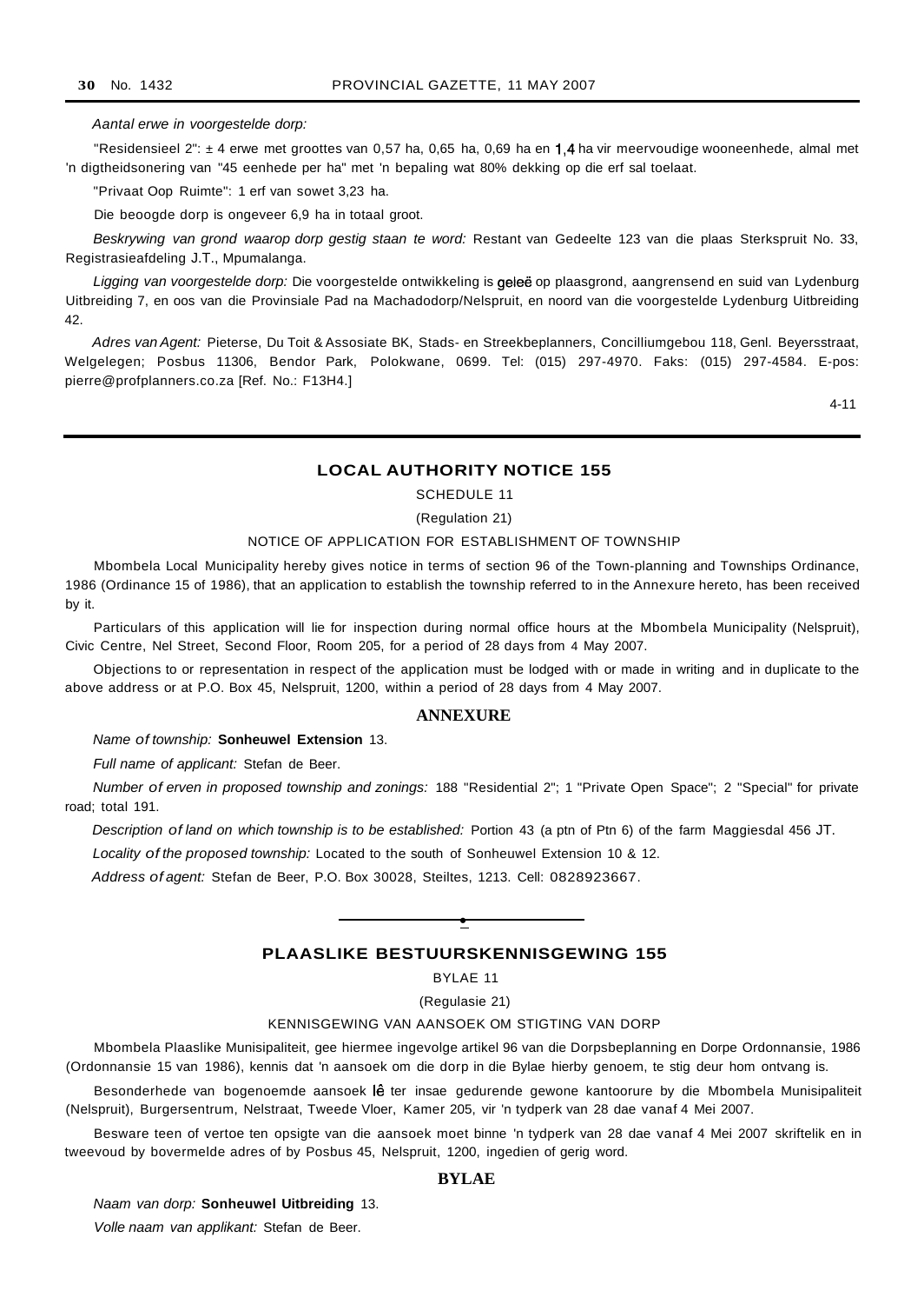*Aantal erwe in voorgestelde dorp:*

"Residensieel 2": ± 4 erwe met groottes van 0,57 ha, 0,65 ha, 0,69 ha en 1,4 ha vir meervoudige wooneenhede, almal met 'n digtheidsonering van "45 eenhede per ha" met 'n bepaling wat 80% dekking op die erf sal toelaat.

"Privaat Oop Ruimte": 1 erf van sowet 3,23 ha.

Die beoogde dorp is ongeveer 6,9 ha in totaal groot.

*Beskrywing van grond waarop dorp gestig staan te word:* Restant van Gedeelte 123 van die plaas Sterkspruit No. 33, Registrasieafdeling J.T., Mpumalanga.

*Ligging van voorgestelde dorp:* Die voorgestelde ontwikkeling is geleë op plaasgrond, aangrensend en suid van Lydenburg Uitbreiding 7, en oos van die Provinsiale Pad na Machadodorp/Nelspruit, en noord van die voorgestelde Lydenburg Uitbreiding 42.

*Adres van Agent:* Pieterse, Du Toit & Assosiate BK, Stads- en Streekbeplanners, Concilliumgebou 118, Genl. Beyersstraat, Welgelegen; Posbus 11306, Bendor Park, Polokwane, 0699. Tel: (015) 297-4970. Faks: (015) 297-4584. E-pos: pierre@profplanners.co.za [Ref. No.: F13H4.]

4-11

---

## LOCAL AUTHORITY NOTICE 155

SCHEDULE 11

(Regulation 21)

NOTICE OF APPLICATION FOR ESTABLISHMENT OF TOWNSHIP

Mbombela Local Municipality hereby gives notice in terms of section 96 of the Town-planning and Townships Ordinance, 1986 (Ordinance 15 of 1986), that an application to establish the township referred to in the Annexure hereto, has been received by it.

Particulars of this application will lie for inspection during normal office hours at the Mbombela Municipality (Nelspruit), Civic Centre, Nel Street, Second Floor, Room 205, for a period of 28 days from 4 May 2007.

Objections to or representation in respect of the application must be lodged with or made in writing and in duplicate to the above address or at P.O. Box 45, Nelspruit, 1200, within a period of 28 days from 4 May 2007.

### ANNEXURE

*Name of township:* **Sonheuwel Extension** 13.

*Full name of applicant:* Stefan de Beer.

*Number of erven in proposed township and zonings:* 188 "Residential 2"; 1 "Private Open Space"; 2 "Special" for private road; total 191.

*Description of land on which township is to be established:* Portion 43 (a ptn of Ptn 6) of the farm Maggiesdal 456 JT.

*Locality of the proposed township:* Located to the south of Sonheuwel Extension 10 & 12.

*Address of agent:* Stefan de Beer, P.O. Box 30028, Steiltes, 1213. Cell: 0828923667.

---

## PLAASLIKE BESTUURSKENNISGEWING 155

BYLAE 11

(Regulasie 21)

KENNISGEWING VAN AANSOEK OM STIGTING VAN DORP

Mbombela Plaaslike Munisipaliteit, gee hiermee ingevolge artikel 96 van die Dorpsbeplanning en Dorpe Ordonnansie, 1986 (Ordonnansie 15 van 1986), kennis dat 'n aansoek om die dorp in die Bylae hierby genoem, te stig deur hom ontvang is.

Besonderhede van bogenoemde aansoek lê ter insae gedurende gewone kantoorure by die Mbombela Munisipaliteit (Nelspruit), Burgersentrum, Nelstraat, Tweede Vloer, Kamer 205, vir 'n tydperk van 28 dae vanaf 4 Mei 2007.

Besware teen of vertoe ten opsigte van die aansoek moet binne 'n tydperk van 28 dae vanaf 4 Mei 2007 skriftelik en in tweevoud by bovermelde adres of by Posbus 45, Nelspruit, 1200, ingedien of gerig word.

### BYLAE

*Naam van dorp:* **Sonheuwel Uitbreiding** 13.

*Volle naam van applikant:* Stefan de Beer.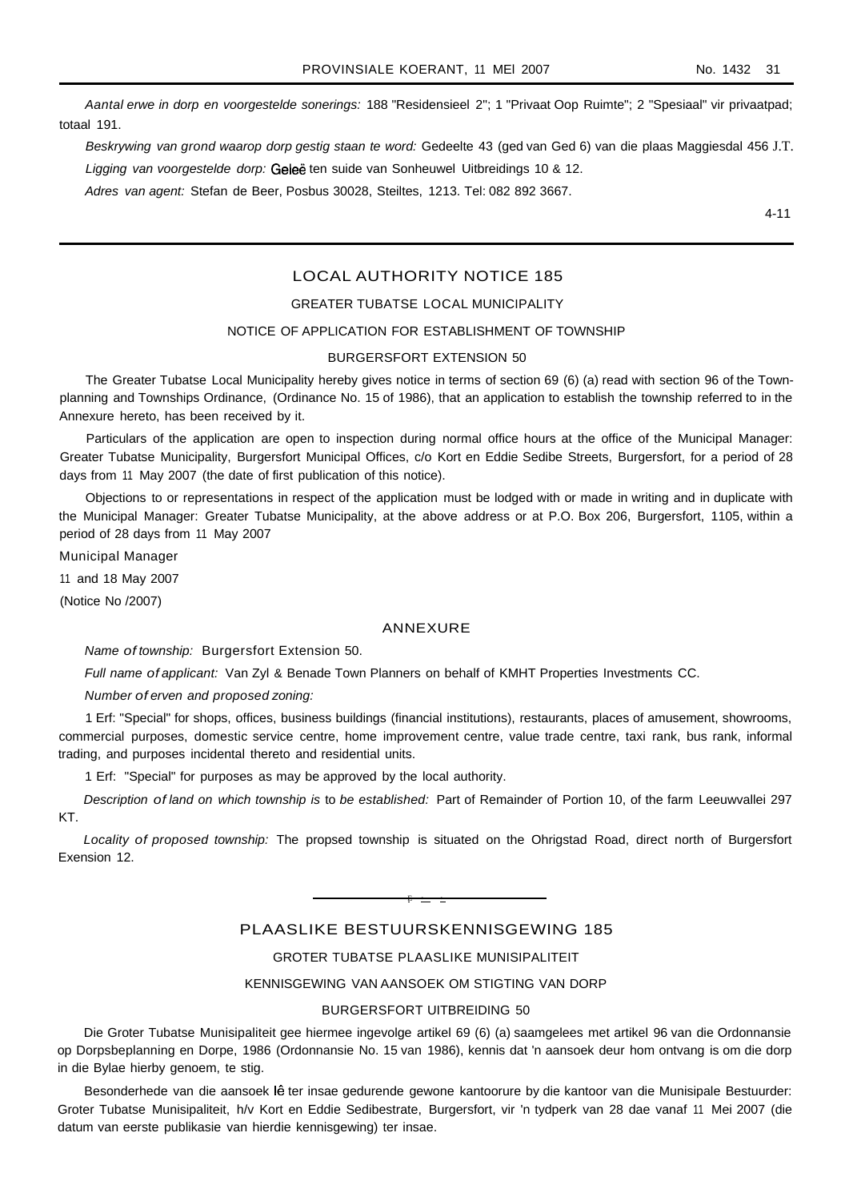*Aantal erwe in dorp en voorgestelde sonerings:* 188 "Residensieel 2"; 1 "Privaat Oop Ruimte"; 2 "Spesiaal" vir privaatpad; totaal 191.

*Beskrywing van grond waarop dorp gestig staan te word:* Gedeelte 43 (ged van Ged 6) van die plaas Maggiesdal 456 J.T.

*Ligging van voorgestelde dorp:* Geleë ten suide van Sonheuwel Uitbreidings 10 & 12.

*Adres van agent:* Stefan de Beer, Posbus 30028, Steiltes, 1213. Tel: 082 892 3667.

4-11

---

## LOCAL AUTHORITY NOTICE 185

### GREATER TUBATSE LOCAL MUNICIPALITY

### NOTICE OF APPLICATION FOR ESTABLISHMENT OF TOWNSHIP

### BURGERSFORT EXTENSION 50

The Greater Tubatse Local Municipality hereby gives notice in terms of section 69 (6) (a) read with section 96 of the Town-planning and Townships Ordinance, (Ordinance No. 15 of 1986), that an application to establish the township referred to in the Annexure hereto, has been received by it.

Particulars of the application are open to inspection during normal office hours at the office of the Municipal Manager: Greater Tubatse Municipality, Burgersfort Municipal Offices, c/o Kort en Eddie Sedibe Streets, Burgersfort, for a period of 28 days from 11 May 2007 (the date of first publication of this notice).

Objections to or representations in respect of the application must be lodged with or made in writing and in duplicate with the Municipal Manager: Greater Tubatse Municipality, at the above address or at P.O. Box 206, Burgersfort, 1105, within a period of 28 days from 11 May 2007

Municipal Manager

11 and 18 May 2007

(Notice No /2007)

### ANNEXURE

*Name of township:* Burgersfort Extension 50.

*Full name of applicant:* Van Zyl & Benade Town Planners on behalf of KMHT Properties Investments CC.

*Number of erven and proposed zoning:*

1 Erf: "Special" for shops, offices, business buildings (financial institutions), restaurants, places of amusement, showrooms, commercial purposes, domestic service centre, home improvement centre, value trade centre, taxi rank, bus rank, informal trading, and purposes incidental thereto and residential units.

1 Erf: "Special" for purposes as may be approved by the local authority.

*Description of land on which township is to be established:* Part of Remainder of Portion 10, of the farm Leeuwvallei 297 KT.

*Locality of proposed township:* The propsed township is situated on the Ohrigstad Road, direct north of Burgersfort Exension 12.

---

## PLAASLIKE BESTUURSKENNISGEWING 185

### GROTER TUBATSE PLAASLIKE MUNISIPALITEIT

### KENNISGEWING VAN AANSOEK OM STIGTING VAN DORP

### BURGERSFORT UITBREIDING 50

Die Groter Tubatse Munisipaliteit gee hiermee ingevolge artikel 69 (6) (a) saamgelees met artikel 96 van die Ordonnansie op Dorpsbeplanning en Dorpe, 1986 (Ordonnansie No. 15 van 1986), kennis dat 'n aansoek deur hom ontvang is om die dorp in die Bylae hierby genoem, te stig.

Besonderhede van die aansoek lê ter insae gedurende gewone kantoorure by die kantoor van die Munisipale Bestuurder: Groter Tubatse Munisipaliteit, h/v Kort en Eddie Sedibestrate, Burgersfort, vir 'n tydperk van 28 dae vanaf 11 Mei 2007 (die datum van eerste publikasie van hierdie kennisgewing) ter insae.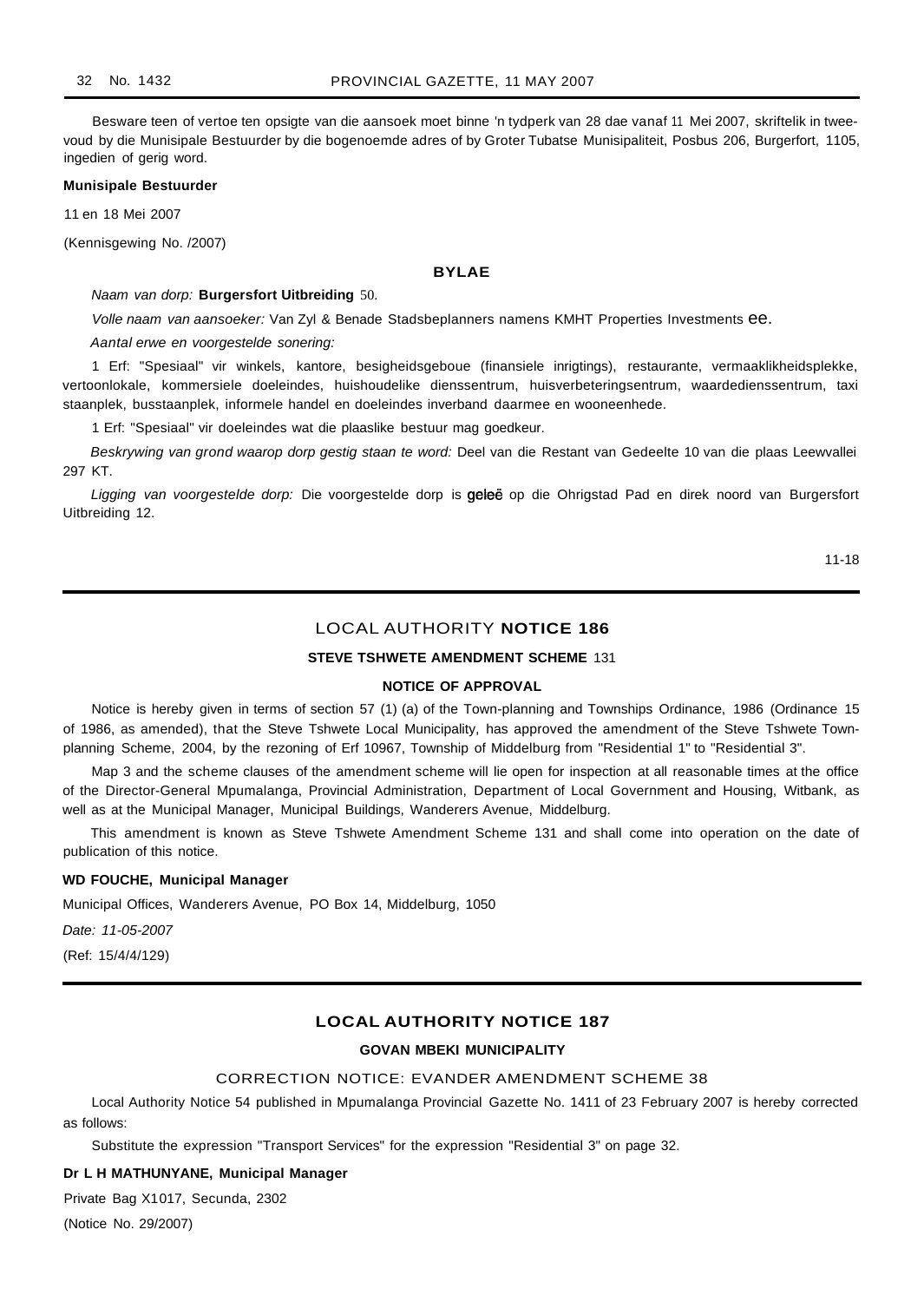Besware teen of vertoe ten opsigte van die aansoek moet binne 'n tydperk van 28 dae vanaf 11 Mei 2007, skriftelik in tweevoud by die Munisipale Bestuurder by die bogenoemde adres of by Groter Tubatse Munisipaliteit, Posbus 206, Burgerfort, 1105, ingedien of gerig word.

**Munisipale Bestuurder**

11 en 18 Mei 2007

(Kennisgewing No. /2007)

### BYLAE

*Naam van dorp:* **Burgersfort Uitbreiding** 50.

*Volle naam van aansoeker:* Van Zyl & Benade Stadsbeplanners namens KMHT Properties Investments ee.

*Aantal erwe en voorgestelde sonering:*

1 Erf: "Spesiaal" vir winkels, kantore, besigheidsgeboue (finansiele inrigtings), restaurante, vermaaklikheidsplekke, vertoonlokale, kommersiele doeleindes, huishoudelike dienssentrum, huisverbeteringsentrum, waardedienssentrum, taxi staanplek, busstaanplek, informele handel en doeleindes inverband daarmee en wooneenhede.

1 Erf: "Spesiaal" vir doeleindes wat die plaaslike bestuur mag goedkeur.

*Beskrywing van grond waarop dorp gestig staan te word:* Deel van die Restant van Gedeelte 10 van die plaas Leewvallei 297 KT.

*Ligging van voorgestelde dorp:* Die voorgestelde dorp is geleë op die Ohrigstad Pad en direk noord van Burgersfort Uitbreiding 12.

11-18

---

## LOCAL AUTHORITY NOTICE 186

### STEVE TSHWETE AMENDMENT SCHEME 131

### NOTICE OF APPROVAL

Notice is hereby given in terms of section 57 (1) (a) of the Town-planning and Townships Ordinance, 1986 (Ordinance 15 of 1986, as amended), that the Steve Tshwete Local Municipality, has approved the amendment of the Steve Tshwete Town-planning Scheme, 2004, by the rezoning of Erf 10967, Township of Middelburg from "Residential 1" to "Residential 3".

Map 3 and the scheme clauses of the amendment scheme will lie open for inspection at all reasonable times at the office of the Director-General Mpumalanga, Provincial Administration, Department of Local Government and Housing, Witbank, as well as at the Municipal Manager, Municipal Buildings, Wanderers Avenue, Middelburg.

This amendment is known as Steve Tshwete Amendment Scheme 131 and shall come into operation on the date of publication of this notice.

**WD FOUCHE, Municipal Manager**

Municipal Offices, Wanderers Avenue, PO Box 14, Middelburg, 1050

*Date: 11-05-2007*

(Ref: 15/4/4/129)

---

## LOCAL AUTHORITY NOTICE 187

### GOVAN MBEKI MUNICIPALITY

### CORRECTION NOTICE: EVANDER AMENDMENT SCHEME 38

Local Authority Notice 54 published in Mpumalanga Provincial Gazette No. 1411 of 23 February 2007 is hereby corrected as follows:

Substitute the expression "Transport Services" for the expression "Residential 3" on page 32.

**Dr L H MATHUNYANE, Municipal Manager**

Private Bag X1017, Secunda, 2302

(Notice No. 29/2007)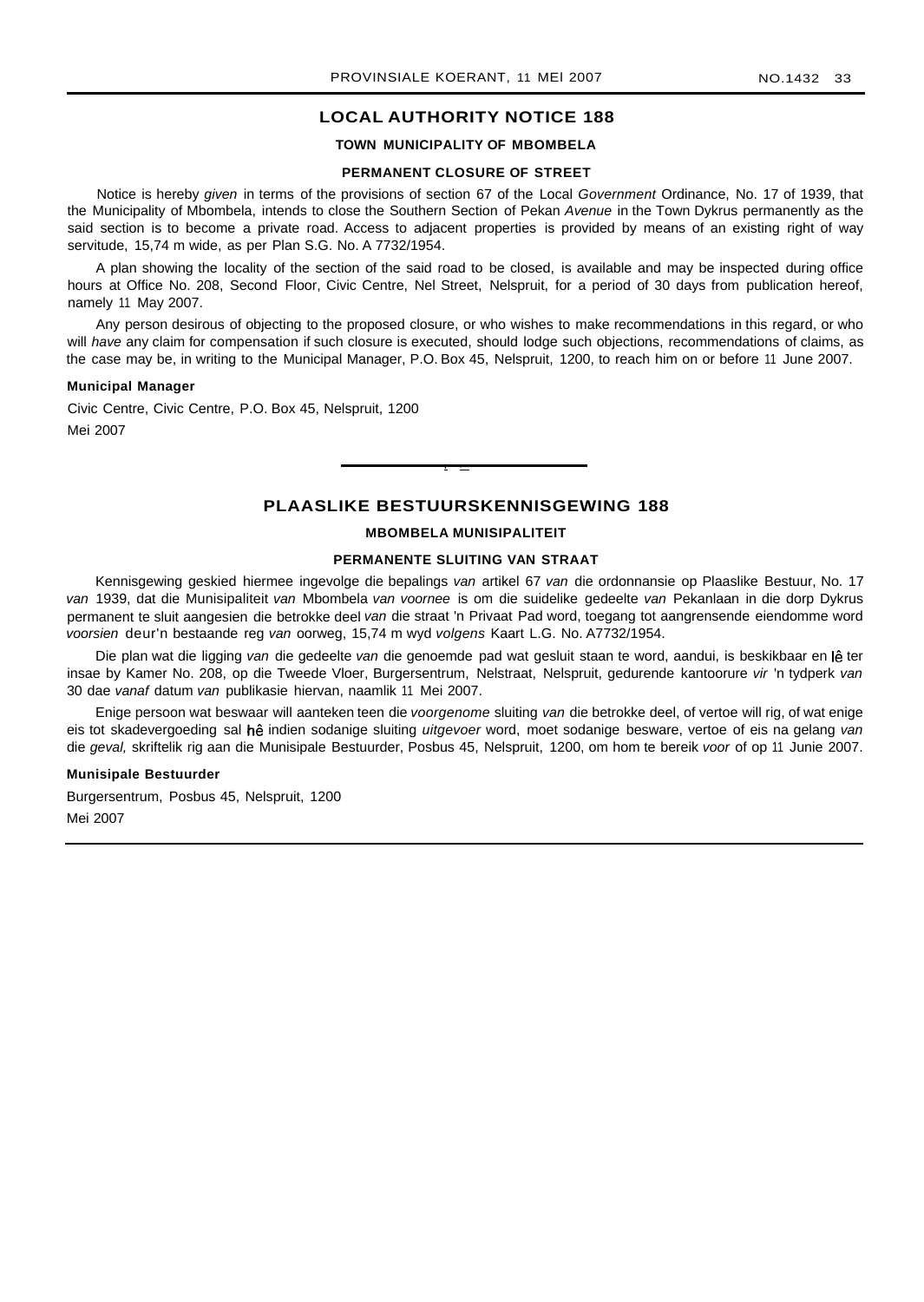## LOCAL AUTHORITY NOTICE 188

### TOWN MUNICIPALITY OF MBOMBELA

### PERMANENT CLOSURE OF STREET

Notice is hereby *given* in terms of the provisions of section 67 of the Local *Government* Ordinance, No. 17 of 1939, that the Municipality of Mbombela, intends to close the Southern Section of Pekan *Avenue* in the Town Dykrus permanently as the said section is to become a private road. Access to adjacent properties is provided by means of an existing right of way servitude, 15,74 m wide, as per Plan S.G. No. A 7732/1954.

A plan showing the locality of the section of the said road to be closed, is available and may be inspected during office hours at Office No. 208, Second Floor, Civic Centre, Nel Street, Nelspruit, for a period of 30 days from publication hereof, namely 11 May 2007.

Any person desirous of objecting to the proposed closure, or who wishes to make recommendations in this regard, or who will *have* any claim for compensation if such closure is executed, should lodge such objections, recommendations of claims, as the case may be, in writing to the Municipal Manager, P.O. Box 45, Nelspruit, 1200, to reach him on or before 11 June 2007.

**Municipal Manager**

Civic Centre, Civic Centre, P.O. Box 45, Nelspruit, 1200

Mei 2007

---

## PLAASLIKE BESTUURSKENNISGEWING 188

### MBOMBELA MUNISIPALITEIT

### PERMANENTE SLUITING VAN STRAAT

Kennisgewing geskied hiermee ingevolge die bepalings *van* artikel 67 *van* die ordonnansie op Plaaslike Bestuur, No. 17 *van* 1939, dat die Munisipaliteit *van* Mbombela *van voornee* is om die suidelike gedeelte *van* Pekanlaan in die dorp Dykrus permanent te sluit aangesien die betrokke deel *van* die straat 'n Privaat Pad word, toegang tot aangrensende eiendomme word *voorsien* deur'n bestaande reg *van* oorweg, 15,74 m wyd *volgens* Kaart L.G. No. A7732/1954.

Die plan wat die ligging *van* die gedeelte *van* die genoemde pad wat gesluit staan te word, aandui, is beskikbaar en lê ter insae by Kamer No. 208, op die Tweede Vloer, Burgersentrum, Nelstraat, Nelspruit, gedurende kantoorure *vir* 'n tydperk *van* 30 dae *vanaf* datum *van* publikasie hiervan, naamlik 11 Mei 2007.

Enige persoon wat beswaar will aanteken teen die *voorgenome* sluiting *van* die betrokke deel, of vertoe will rig, of wat enige eis tot skadevergoeding sal hê indien sodanige sluiting *uitgevoer* word, moet sodanige besware, vertoe of eis na gelang *van* die *geval,* skriftelik rig aan die Munisipale Bestuurder, Posbus 45, Nelspruit, 1200, om hom te bereik *voor* of op 11 Junie 2007.

**Munisipale Bestuurder**

Burgersentrum, Posbus 45, Nelspruit, 1200

Mei 2007